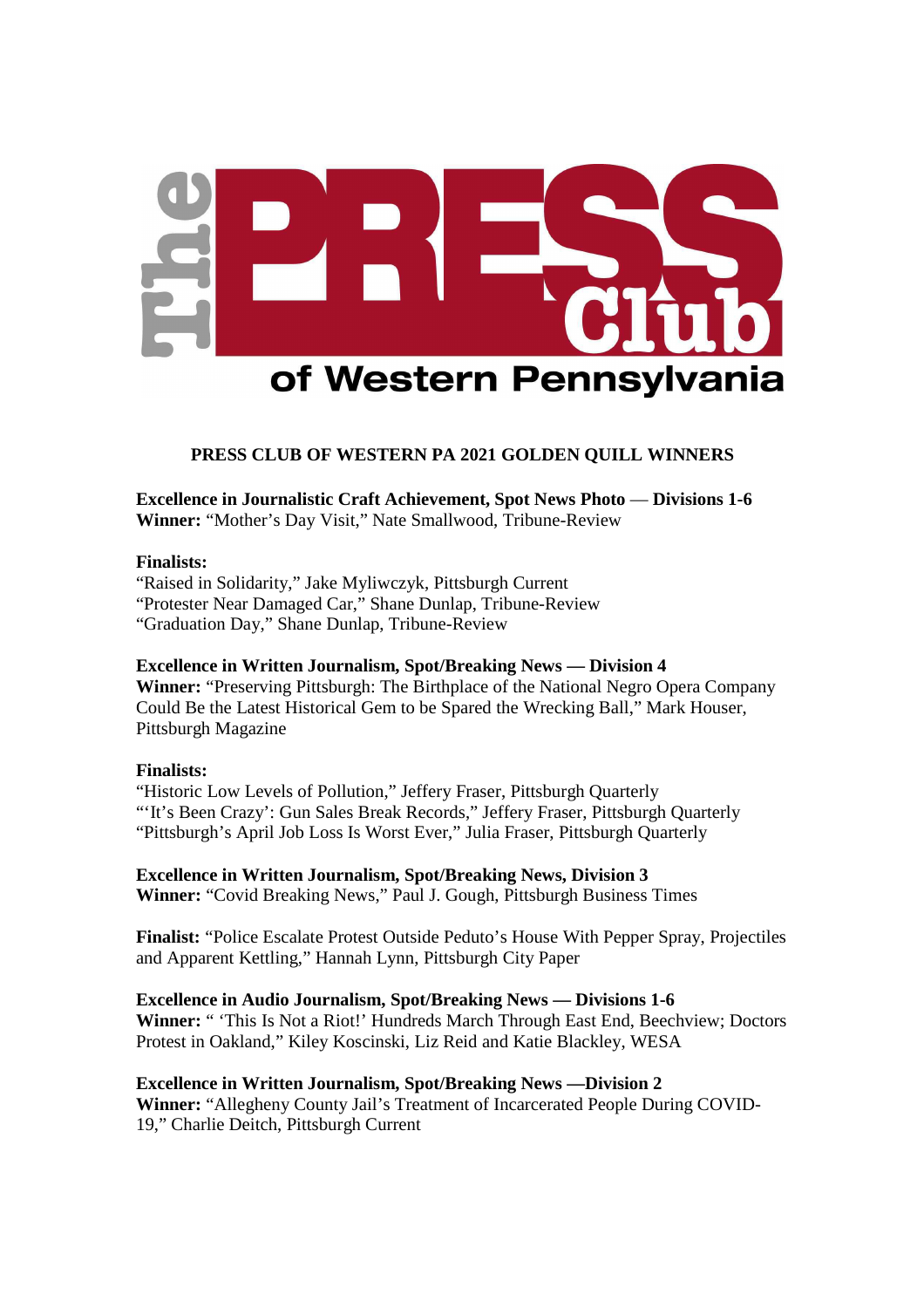# The PRESS Club of Western Pennsylvania

## PRESS CLUB OF WESTERN PA 2021 GOLDEN QUILL WINNERS

**Excellence in Journalistic Craft Achievement, Spot News Photo — Divisions 1-6**
**Winner:** "Mother's Day Visit," Nate Smallwood, Tribune-Review

**Finalists:**
"Raised in Solidarity," Jake Myliwczyk, Pittsburgh Current
"Protester Near Damaged Car," Shane Dunlap, Tribune-Review
"Graduation Day," Shane Dunlap, Tribune-Review

**Excellence in Written Journalism, Spot/Breaking News — Division 4**
**Winner:** "Preserving Pittsburgh: The Birthplace of the National Negro Opera Company Could Be the Latest Historical Gem to be Spared the Wrecking Ball," Mark Houser, Pittsburgh Magazine

**Finalists:**
"Historic Low Levels of Pollution," Jeffery Fraser, Pittsburgh Quarterly
"'It's Been Crazy': Gun Sales Break Records," Jeffery Fraser, Pittsburgh Quarterly
"Pittsburgh's April Job Loss Is Worst Ever," Julia Fraser, Pittsburgh Quarterly

**Excellence in Written Journalism, Spot/Breaking News, Division 3**
**Winner:** "Covid Breaking News," Paul J. Gough, Pittsburgh Business Times

**Finalist:** "Police Escalate Protest Outside Peduto's House With Pepper Spray, Projectiles and Apparent Kettling," Hannah Lynn, Pittsburgh City Paper

**Excellence in Audio Journalism, Spot/Breaking News — Divisions 1-6**
**Winner:** " 'This Is Not a Riot!' Hundreds March Through East End, Beechview; Doctors Protest in Oakland," Kiley Koscinski, Liz Reid and Katie Blackley, WESA

**Excellence in Written Journalism, Spot/Breaking News —Division 2**
**Winner:** "Allegheny County Jail's Treatment of Incarcerated People During COVID-19," Charlie Deitch, Pittsburgh Current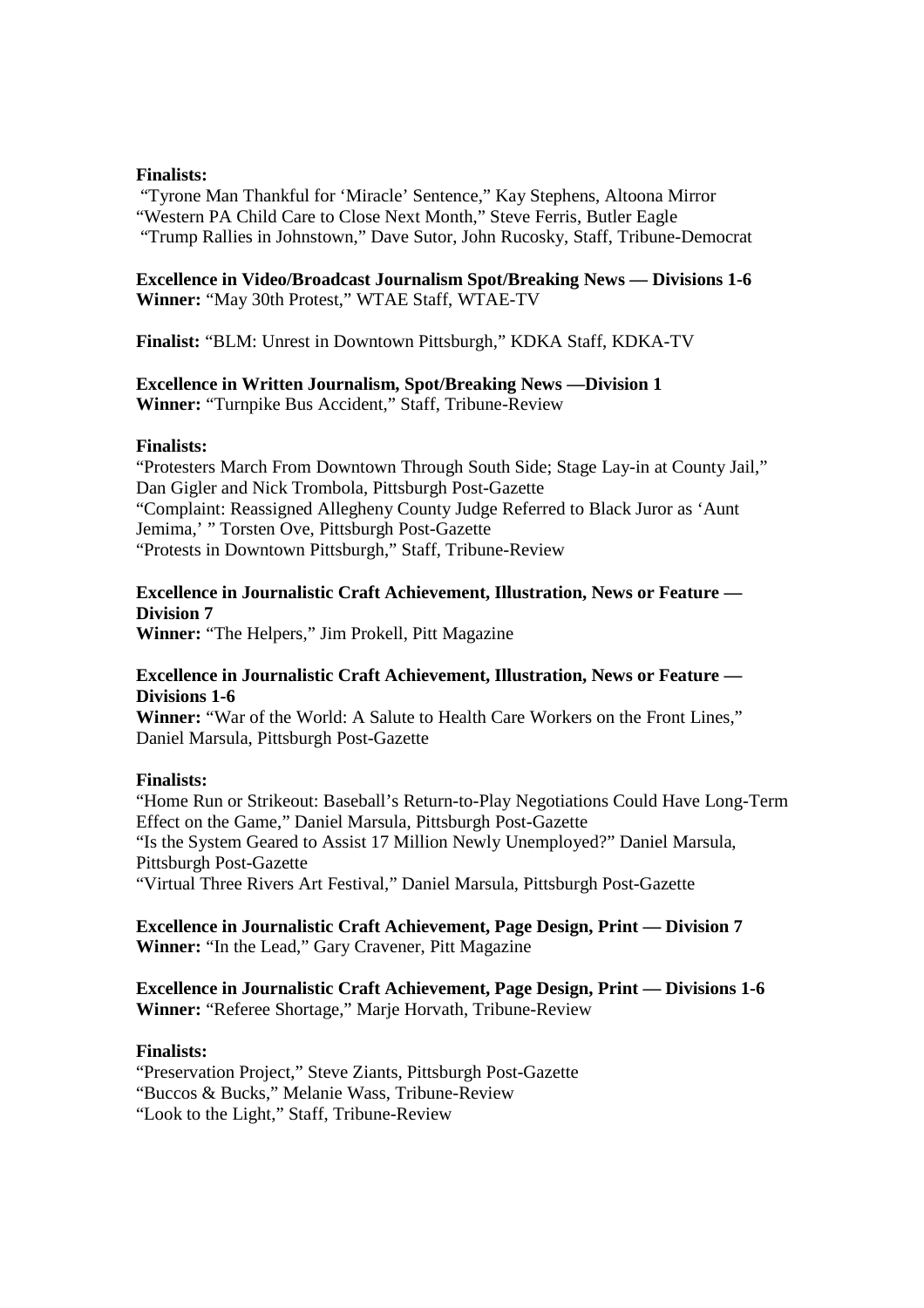**Finalists:**

"Tyrone Man Thankful for 'Miracle' Sentence," Kay Stephens, Altoona Mirror
"Western PA Child Care to Close Next Month," Steve Ferris, Butler Eagle
"Trump Rallies in Johnstown," Dave Sutor, John Rucosky, Staff, Tribune-Democrat

**Excellence in Video/Broadcast Journalism Spot/Breaking News — Divisions 1-6**
**Winner:** "May 30th Protest," WTAE Staff, WTAE-TV

**Finalist:** "BLM: Unrest in Downtown Pittsburgh," KDKA Staff, KDKA-TV

**Excellence in Written Journalism, Spot/Breaking News —Division 1**
**Winner:** "Turnpike Bus Accident," Staff, Tribune-Review

**Finalists:**

"Protesters March From Downtown Through South Side; Stage Lay-in at County Jail," Dan Gigler and Nick Trombola, Pittsburgh Post-Gazette
"Complaint: Reassigned Allegheny County Judge Referred to Black Juror as 'Aunt Jemima,' " Torsten Ove, Pittsburgh Post-Gazette
"Protests in Downtown Pittsburgh," Staff, Tribune-Review

**Excellence in Journalistic Craft Achievement, Illustration, News or Feature — Division 7**
**Winner:** "The Helpers," Jim Prokell, Pitt Magazine

**Excellence in Journalistic Craft Achievement, Illustration, News or Feature — Divisions 1-6**
**Winner:** "War of the World: A Salute to Health Care Workers on the Front Lines," Daniel Marsula, Pittsburgh Post-Gazette

**Finalists:**

"Home Run or Strikeout: Baseball's Return-to-Play Negotiations Could Have Long-Term Effect on the Game," Daniel Marsula, Pittsburgh Post-Gazette
"Is the System Geared to Assist 17 Million Newly Unemployed?" Daniel Marsula, Pittsburgh Post-Gazette
"Virtual Three Rivers Art Festival," Daniel Marsula, Pittsburgh Post-Gazette

**Excellence in Journalistic Craft Achievement, Page Design, Print — Division 7**
**Winner:** "In the Lead," Gary Cravener, Pitt Magazine

**Excellence in Journalistic Craft Achievement, Page Design, Print — Divisions 1-6**
**Winner:** "Referee Shortage," Marje Horvath, Tribune-Review

**Finalists:**

"Preservation Project," Steve Ziants, Pittsburgh Post-Gazette
"Buccos & Bucks," Melanie Wass, Tribune-Review
"Look to the Light," Staff, Tribune-Review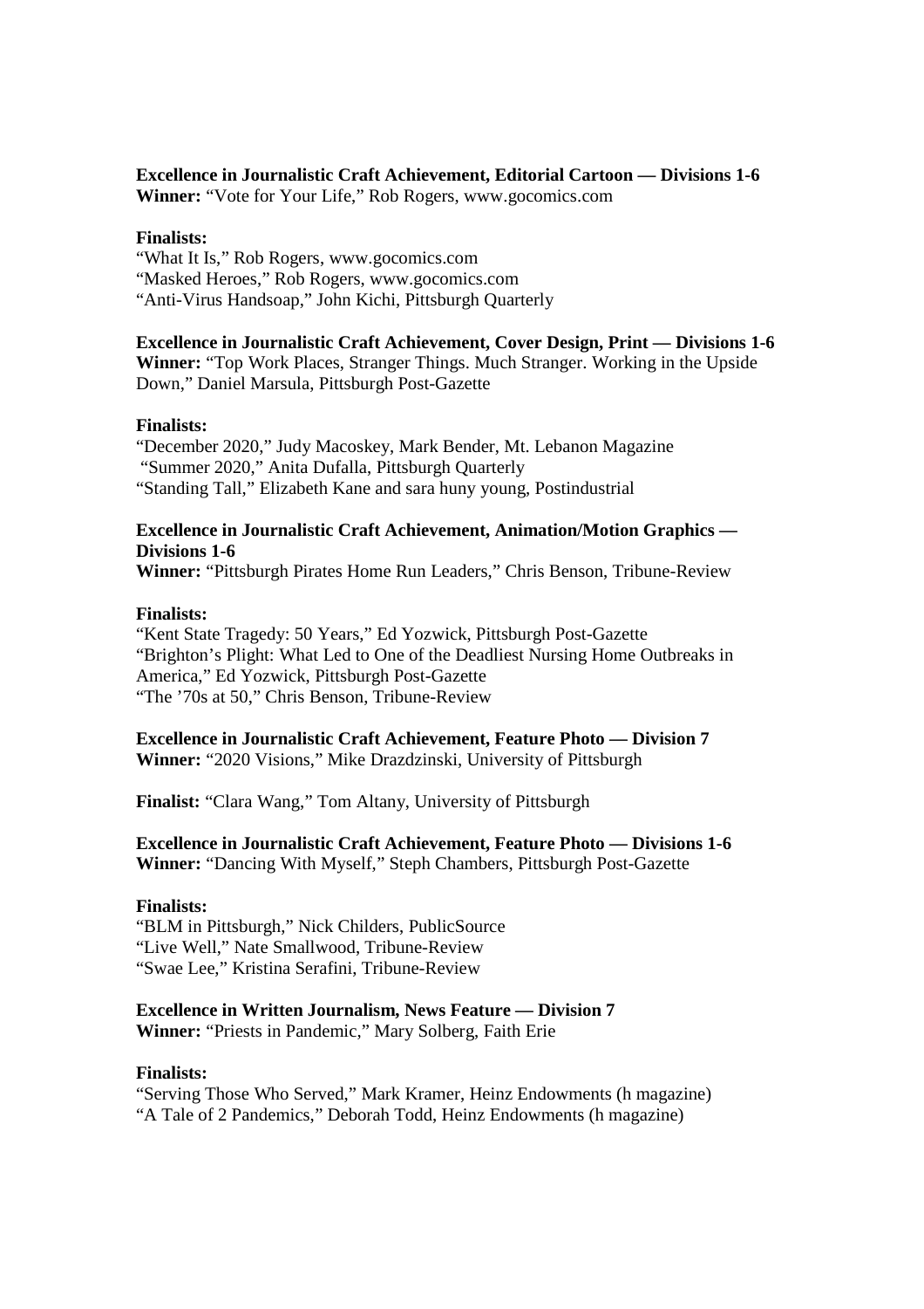**Excellence in Journalistic Craft Achievement, Editorial Cartoon — Divisions 1-6**
**Winner:** "Vote for Your Life," Rob Rogers, www.gocomics.com

**Finalists:**
"What It Is," Rob Rogers, www.gocomics.com
"Masked Heroes," Rob Rogers, www.gocomics.com
"Anti-Virus Handsoap," John Kichi, Pittsburgh Quarterly

**Excellence in Journalistic Craft Achievement, Cover Design, Print — Divisions 1-6**
**Winner:** "Top Work Places, Stranger Things. Much Stranger. Working in the Upside Down," Daniel Marsula, Pittsburgh Post-Gazette

**Finalists:**
"December 2020," Judy Macoskey, Mark Bender, Mt. Lebanon Magazine
"Summer 2020," Anita Dufalla, Pittsburgh Quarterly
"Standing Tall," Elizabeth Kane and sara huny young, Postindustrial

**Excellence in Journalistic Craft Achievement, Animation/Motion Graphics — Divisions 1-6**
**Winner:** "Pittsburgh Pirates Home Run Leaders," Chris Benson, Tribune-Review

**Finalists:**
"Kent State Tragedy: 50 Years," Ed Yozwick, Pittsburgh Post-Gazette
"Brighton's Plight: What Led to One of the Deadliest Nursing Home Outbreaks in America," Ed Yozwick, Pittsburgh Post-Gazette
"The '70s at 50," Chris Benson, Tribune-Review

**Excellence in Journalistic Craft Achievement, Feature Photo — Division 7**
**Winner:** "2020 Visions," Mike Drazdzinski, University of Pittsburgh

**Finalist:** "Clara Wang," Tom Altany, University of Pittsburgh

**Excellence in Journalistic Craft Achievement, Feature Photo — Divisions 1-6**
**Winner:** "Dancing With Myself," Steph Chambers, Pittsburgh Post-Gazette

**Finalists:**
"BLM in Pittsburgh," Nick Childers, PublicSource
"Live Well," Nate Smallwood, Tribune-Review
"Swae Lee," Kristina Serafini, Tribune-Review

**Excellence in Written Journalism, News Feature — Division 7**
**Winner:** "Priests in Pandemic," Mary Solberg, Faith Erie

**Finalists:**
"Serving Those Who Served," Mark Kramer, Heinz Endowments (h magazine)
"A Tale of 2 Pandemics," Deborah Todd, Heinz Endowments (h magazine)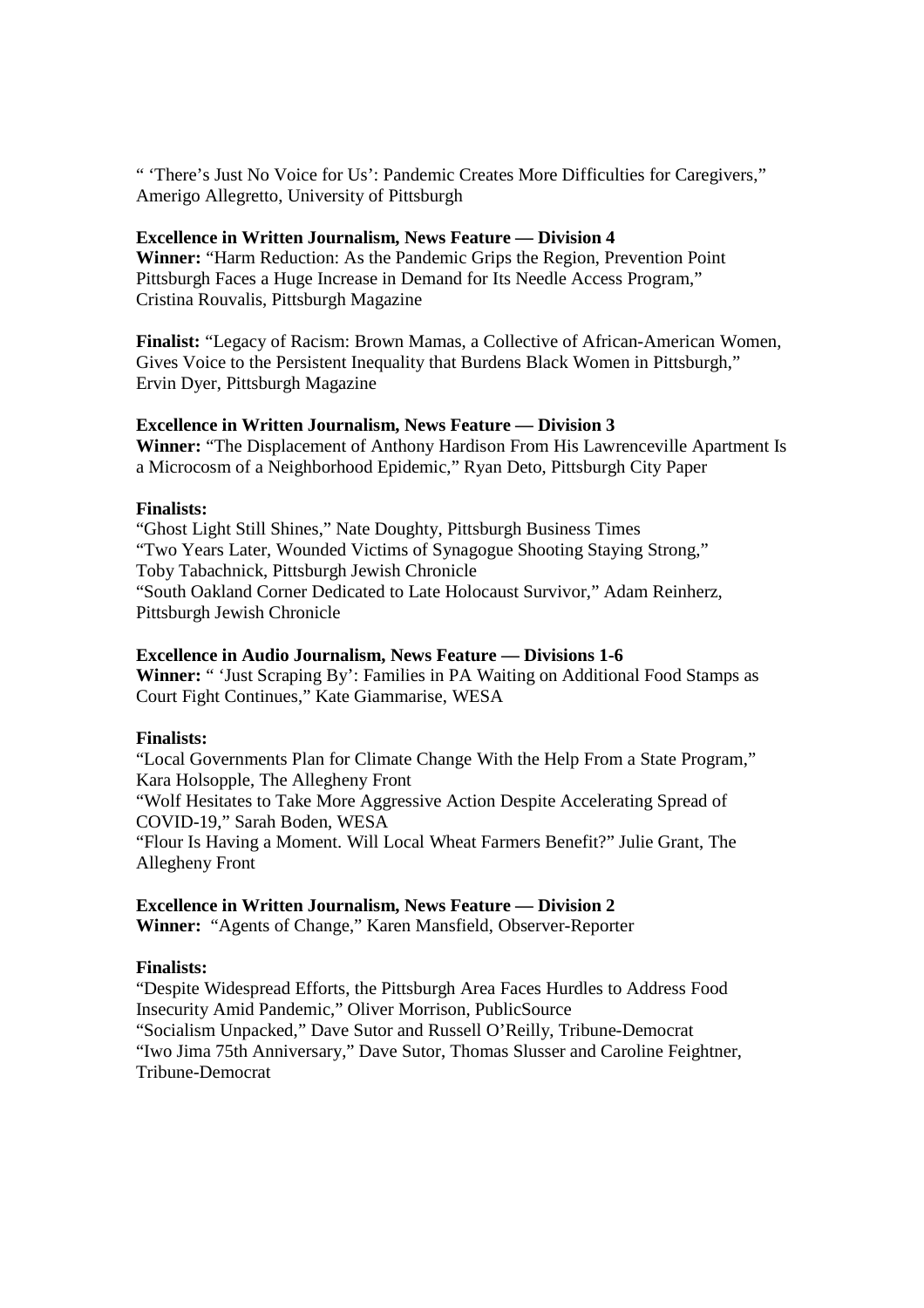" 'There's Just No Voice for Us': Pandemic Creates More Difficulties for Caregivers," Amerigo Allegretto, University of Pittsburgh

**Excellence in Written Journalism, News Feature — Division 4**

**Winner:** "Harm Reduction: As the Pandemic Grips the Region, Prevention Point Pittsburgh Faces a Huge Increase in Demand for Its Needle Access Program," Cristina Rouvalis, Pittsburgh Magazine

**Finalist:** "Legacy of Racism: Brown Mamas, a Collective of African-American Women, Gives Voice to the Persistent Inequality that Burdens Black Women in Pittsburgh," Ervin Dyer, Pittsburgh Magazine

**Excellence in Written Journalism, News Feature — Division 3**

**Winner:** "The Displacement of Anthony Hardison From His Lawrenceville Apartment Is a Microcosm of a Neighborhood Epidemic," Ryan Deto, Pittsburgh City Paper

**Finalists:**

"Ghost Light Still Shines," Nate Doughty, Pittsburgh Business Times
"Two Years Later, Wounded Victims of Synagogue Shooting Staying Strong," Toby Tabachnick, Pittsburgh Jewish Chronicle
"South Oakland Corner Dedicated to Late Holocaust Survivor," Adam Reinherz, Pittsburgh Jewish Chronicle

**Excellence in Audio Journalism, News Feature — Divisions 1-6**

**Winner:** " 'Just Scraping By': Families in PA Waiting on Additional Food Stamps as Court Fight Continues," Kate Giammarise, WESA

**Finalists:**

"Local Governments Plan for Climate Change With the Help From a State Program," Kara Holsopple, The Allegheny Front
"Wolf Hesitates to Take More Aggressive Action Despite Accelerating Spread of COVID-19," Sarah Boden, WESA
"Flour Is Having a Moment. Will Local Wheat Farmers Benefit?" Julie Grant, The Allegheny Front

**Excellence in Written Journalism, News Feature — Division 2**

**Winner:** "Agents of Change," Karen Mansfield, Observer-Reporter

**Finalists:**

"Despite Widespread Efforts, the Pittsburgh Area Faces Hurdles to Address Food Insecurity Amid Pandemic," Oliver Morrison, PublicSource
"Socialism Unpacked," Dave Sutor and Russell O'Reilly, Tribune-Democrat
"Iwo Jima 75th Anniversary," Dave Sutor, Thomas Slusser and Caroline Feightner, Tribune-Democrat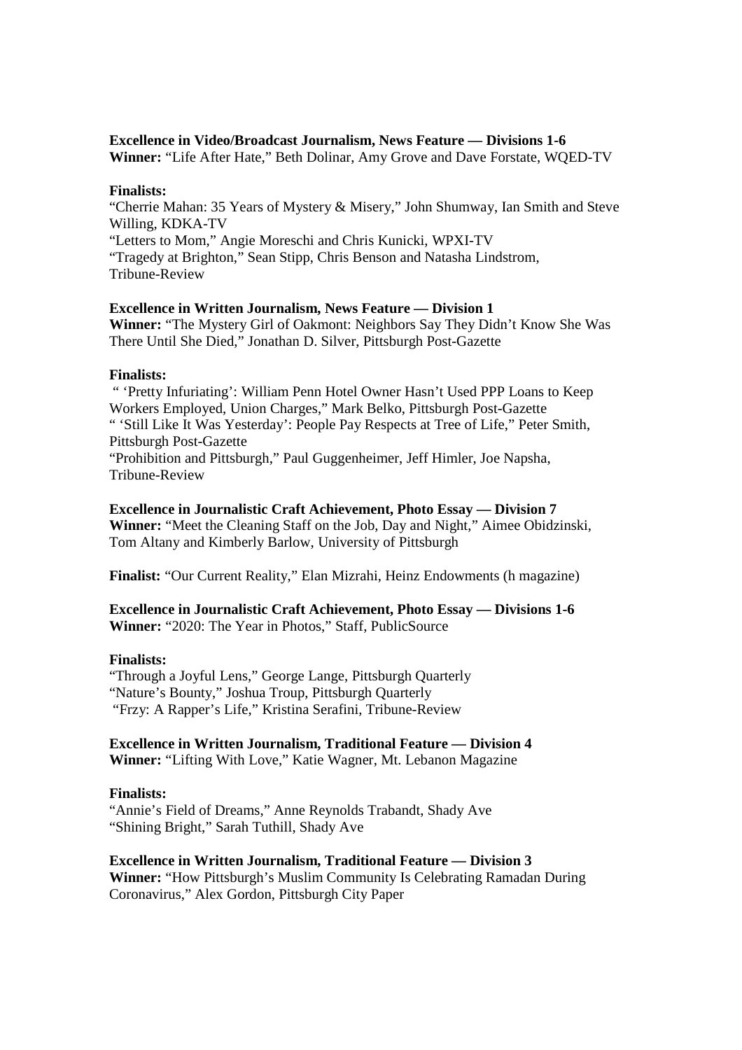**Excellence in Video/Broadcast Journalism, News Feature — Divisions 1-6**
**Winner:** "Life After Hate," Beth Dolinar, Amy Grove and Dave Forstate, WQED-TV

**Finalists:**
"Cherrie Mahan: 35 Years of Mystery & Misery," John Shumway, Ian Smith and Steve Willing, KDKA-TV
"Letters to Mom," Angie Moreschi and Chris Kunicki, WPXI-TV
"Tragedy at Brighton," Sean Stipp, Chris Benson and Natasha Lindstrom, Tribune-Review

**Excellence in Written Journalism, News Feature — Division 1**
**Winner:** "The Mystery Girl of Oakmont: Neighbors Say They Didn't Know She Was There Until She Died," Jonathan D. Silver, Pittsburgh Post-Gazette

**Finalists:**
" 'Pretty Infuriating': William Penn Hotel Owner Hasn't Used PPP Loans to Keep Workers Employed, Union Charges," Mark Belko, Pittsburgh Post-Gazette
" 'Still Like It Was Yesterday': People Pay Respects at Tree of Life," Peter Smith, Pittsburgh Post-Gazette
"Prohibition and Pittsburgh," Paul Guggenheimer, Jeff Himler, Joe Napsha, Tribune-Review

**Excellence in Journalistic Craft Achievement, Photo Essay — Division 7**
**Winner:** "Meet the Cleaning Staff on the Job, Day and Night," Aimee Obidzinski, Tom Altany and Kimberly Barlow, University of Pittsburgh

**Finalist:** "Our Current Reality," Elan Mizrahi, Heinz Endowments (h magazine)

**Excellence in Journalistic Craft Achievement, Photo Essay — Divisions 1-6**
**Winner:** "2020: The Year in Photos," Staff, PublicSource

**Finalists:**
"Through a Joyful Lens," George Lange, Pittsburgh Quarterly
"Nature's Bounty," Joshua Troup, Pittsburgh Quarterly
"Frzy: A Rapper's Life," Kristina Serafini, Tribune-Review

**Excellence in Written Journalism, Traditional Feature — Division 4**
**Winner:** "Lifting With Love," Katie Wagner, Mt. Lebanon Magazine

**Finalists:**
"Annie's Field of Dreams," Anne Reynolds Trabandt, Shady Ave
"Shining Bright," Sarah Tuthill, Shady Ave

**Excellence in Written Journalism, Traditional Feature — Division 3**
**Winner:** "How Pittsburgh's Muslim Community Is Celebrating Ramadan During Coronavirus," Alex Gordon, Pittsburgh City Paper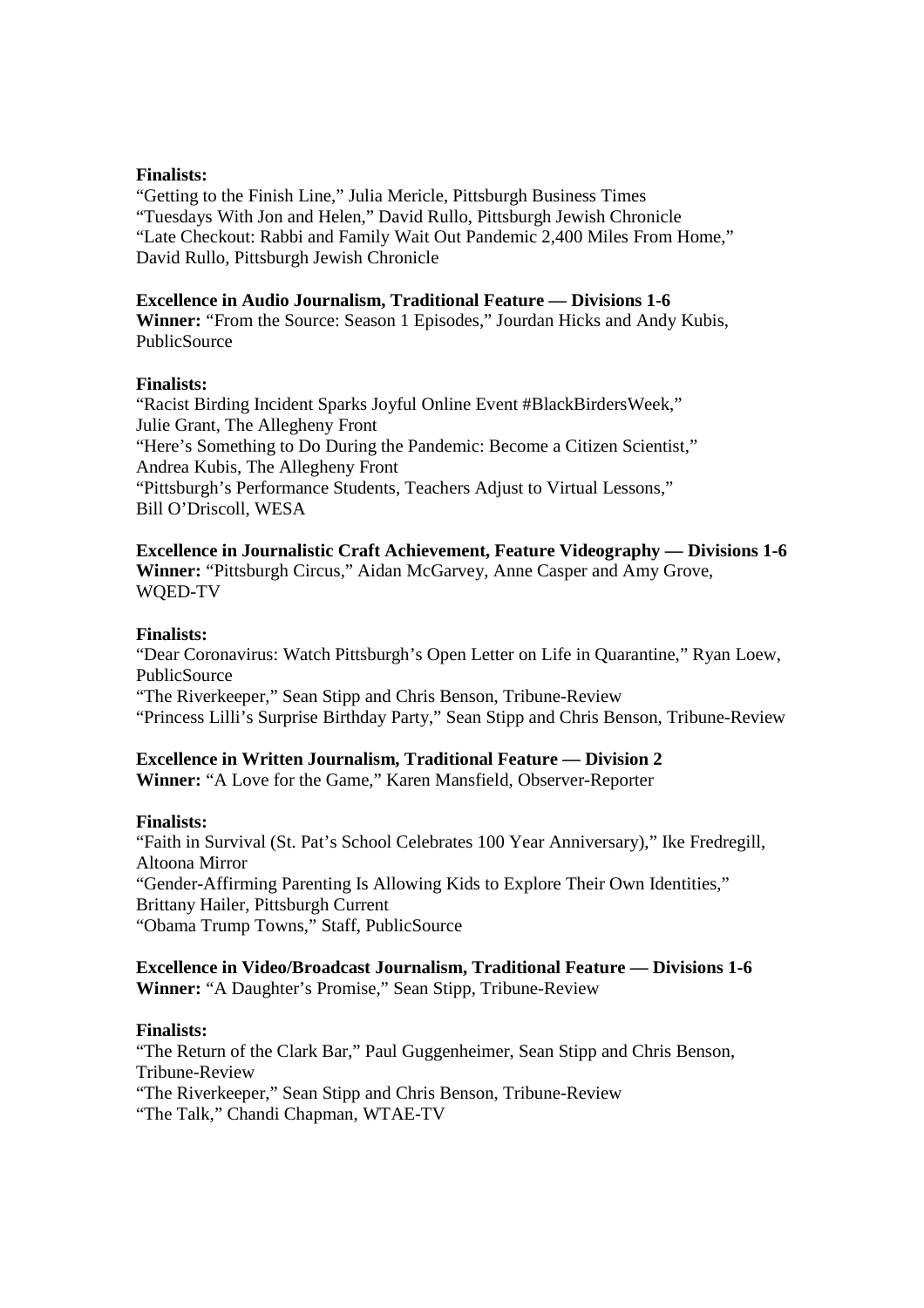**Finalists:**
"Getting to the Finish Line," Julia Mericle, Pittsburgh Business Times
"Tuesdays With Jon and Helen," David Rullo, Pittsburgh Jewish Chronicle
"Late Checkout: Rabbi and Family Wait Out Pandemic 2,400 Miles From Home," David Rullo, Pittsburgh Jewish Chronicle

**Excellence in Audio Journalism, Traditional Feature — Divisions 1-6**
**Winner:** "From the Source: Season 1 Episodes," Jourdan Hicks and Andy Kubis, PublicSource

**Finalists:**
"Racist Birding Incident Sparks Joyful Online Event #BlackBirdersWeek," Julie Grant, The Allegheny Front
"Here's Something to Do During the Pandemic: Become a Citizen Scientist," Andrea Kubis, The Allegheny Front
"Pittsburgh's Performance Students, Teachers Adjust to Virtual Lessons," Bill O'Driscoll, WESA

**Excellence in Journalistic Craft Achievement, Feature Videography — Divisions 1-6**
**Winner:** "Pittsburgh Circus," Aidan McGarvey, Anne Casper and Amy Grove, WQED-TV

**Finalists:**
"Dear Coronavirus: Watch Pittsburgh's Open Letter on Life in Quarantine," Ryan Loew, PublicSource
"The Riverkeeper," Sean Stipp and Chris Benson, Tribune-Review
"Princess Lilli's Surprise Birthday Party," Sean Stipp and Chris Benson, Tribune-Review

**Excellence in Written Journalism, Traditional Feature — Division 2**
**Winner:** "A Love for the Game," Karen Mansfield, Observer-Reporter

**Finalists:**
"Faith in Survival (St. Pat's School Celebrates 100 Year Anniversary)," Ike Fredregill, Altoona Mirror
"Gender-Affirming Parenting Is Allowing Kids to Explore Their Own Identities," Brittany Hailer, Pittsburgh Current
"Obama Trump Towns," Staff, PublicSource

**Excellence in Video/Broadcast Journalism, Traditional Feature — Divisions 1-6**
**Winner:** "A Daughter's Promise," Sean Stipp, Tribune-Review

**Finalists:**
"The Return of the Clark Bar," Paul Guggenheimer, Sean Stipp and Chris Benson, Tribune-Review
"The Riverkeeper," Sean Stipp and Chris Benson, Tribune-Review
"The Talk," Chandi Chapman, WTAE-TV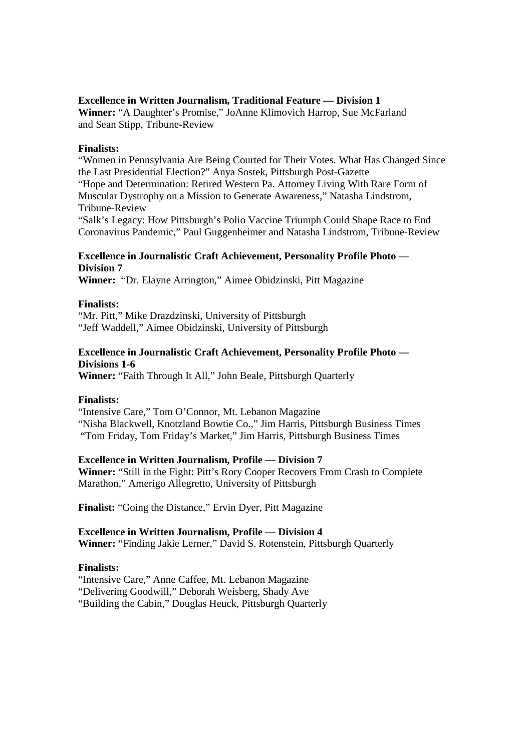**Excellence in Written Journalism, Traditional Feature — Division 1**
**Winner:** "A Daughter's Promise," JoAnne Klimovich Harrop, Sue McFarland and Sean Stipp, Tribune-Review

**Finalists:**
"Women in Pennsylvania Are Being Courted for Their Votes. What Has Changed Since the Last Presidential Election?" Anya Sostek, Pittsburgh Post-Gazette
"Hope and Determination: Retired Western Pa. Attorney Living With Rare Form of Muscular Dystrophy on a Mission to Generate Awareness," Natasha Lindstrom, Tribune-Review
"Salk's Legacy: How Pittsburgh's Polio Vaccine Triumph Could Shape Race to End Coronavirus Pandemic," Paul Guggenheimer and Natasha Lindstrom, Tribune-Review

**Excellence in Journalistic Craft Achievement, Personality Profile Photo — Division 7**
**Winner:** "Dr. Elayne Arrington," Aimee Obidzinski, Pitt Magazine

**Finalists:**
"Mr. Pitt," Mike Drazdzinski, University of Pittsburgh
"Jeff Waddell," Aimee Obidzinski, University of Pittsburgh

**Excellence in Journalistic Craft Achievement, Personality Profile Photo — Divisions 1-6**
**Winner:** "Faith Through It All," John Beale, Pittsburgh Quarterly

**Finalists:**
"Intensive Care," Tom O'Connor, Mt. Lebanon Magazine
"Nisha Blackwell, Knotzland Bowtie Co.," Jim Harris, Pittsburgh Business Times
"Tom Friday, Tom Friday's Market," Jim Harris, Pittsburgh Business Times

**Excellence in Written Journalism, Profile — Division 7**
**Winner:** "Still in the Fight: Pitt's Rory Cooper Recovers From Crash to Complete Marathon," Amerigo Allegretto, University of Pittsburgh

**Finalist:** "Going the Distance," Ervin Dyer, Pitt Magazine

**Excellence in Written Journalism, Profile — Division 4**
**Winner:** "Finding Jakie Lerner," David S. Rotenstein, Pittsburgh Quarterly

**Finalists:**
"Intensive Care," Anne Caffee, Mt. Lebanon Magazine
"Delivering Goodwill," Deborah Weisberg, Shady Ave
"Building the Cabin," Douglas Heuck, Pittsburgh Quarterly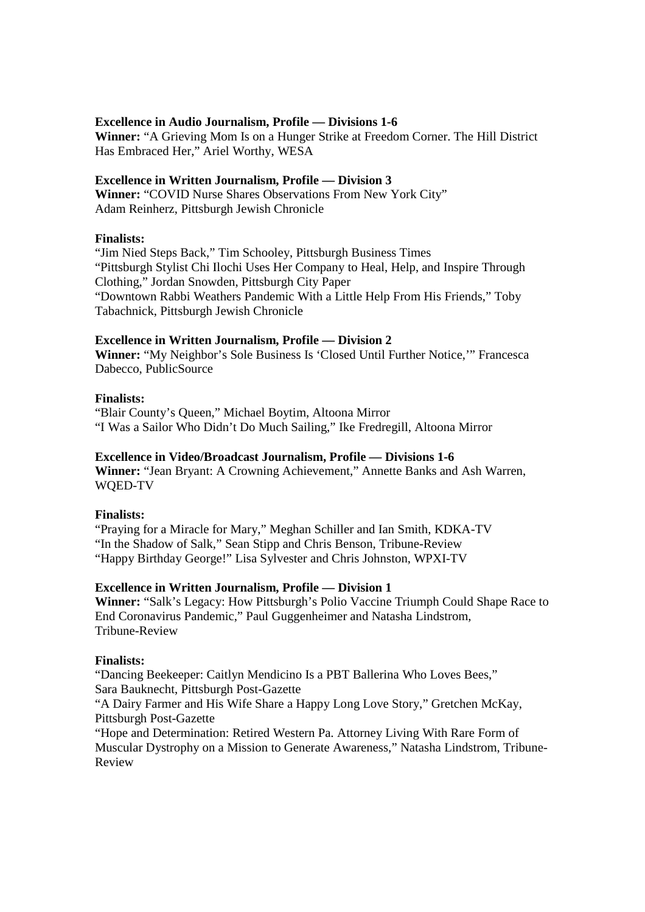**Excellence in Audio Journalism, Profile — Divisions 1-6**
**Winner:** "A Grieving Mom Is on a Hunger Strike at Freedom Corner. The Hill District Has Embraced Her," Ariel Worthy, WESA

**Excellence in Written Journalism, Profile — Division 3**
**Winner:** "COVID Nurse Shares Observations From New York City"
Adam Reinherz, Pittsburgh Jewish Chronicle

**Finalists:**
"Jim Nied Steps Back," Tim Schooley, Pittsburgh Business Times
"Pittsburgh Stylist Chi Ilochi Uses Her Company to Heal, Help, and Inspire Through Clothing," Jordan Snowden, Pittsburgh City Paper
"Downtown Rabbi Weathers Pandemic With a Little Help From His Friends," Toby Tabachnick, Pittsburgh Jewish Chronicle

**Excellence in Written Journalism, Profile — Division 2**
**Winner:** "My Neighbor's Sole Business Is 'Closed Until Further Notice,'" Francesca Dabecco, PublicSource

**Finalists:**
"Blair County's Queen," Michael Boytim, Altoona Mirror
"I Was a Sailor Who Didn't Do Much Sailing," Ike Fredregill, Altoona Mirror

**Excellence in Video/Broadcast Journalism, Profile — Divisions 1-6**
**Winner:** "Jean Bryant: A Crowning Achievement," Annette Banks and Ash Warren, WQED-TV

**Finalists:**
"Praying for a Miracle for Mary," Meghan Schiller and Ian Smith, KDKA-TV
"In the Shadow of Salk," Sean Stipp and Chris Benson, Tribune-Review
"Happy Birthday George!" Lisa Sylvester and Chris Johnston, WPXI-TV

**Excellence in Written Journalism, Profile — Division 1**
**Winner:** "Salk's Legacy: How Pittsburgh's Polio Vaccine Triumph Could Shape Race to End Coronavirus Pandemic," Paul Guggenheimer and Natasha Lindstrom, Tribune-Review

**Finalists:**
"Dancing Beekeeper: Caitlyn Mendicino Is a PBT Ballerina Who Loves Bees," Sara Bauknecht, Pittsburgh Post-Gazette
"A Dairy Farmer and His Wife Share a Happy Long Love Story," Gretchen McKay, Pittsburgh Post-Gazette
"Hope and Determination: Retired Western Pa. Attorney Living With Rare Form of Muscular Dystrophy on a Mission to Generate Awareness," Natasha Lindstrom, Tribune-Review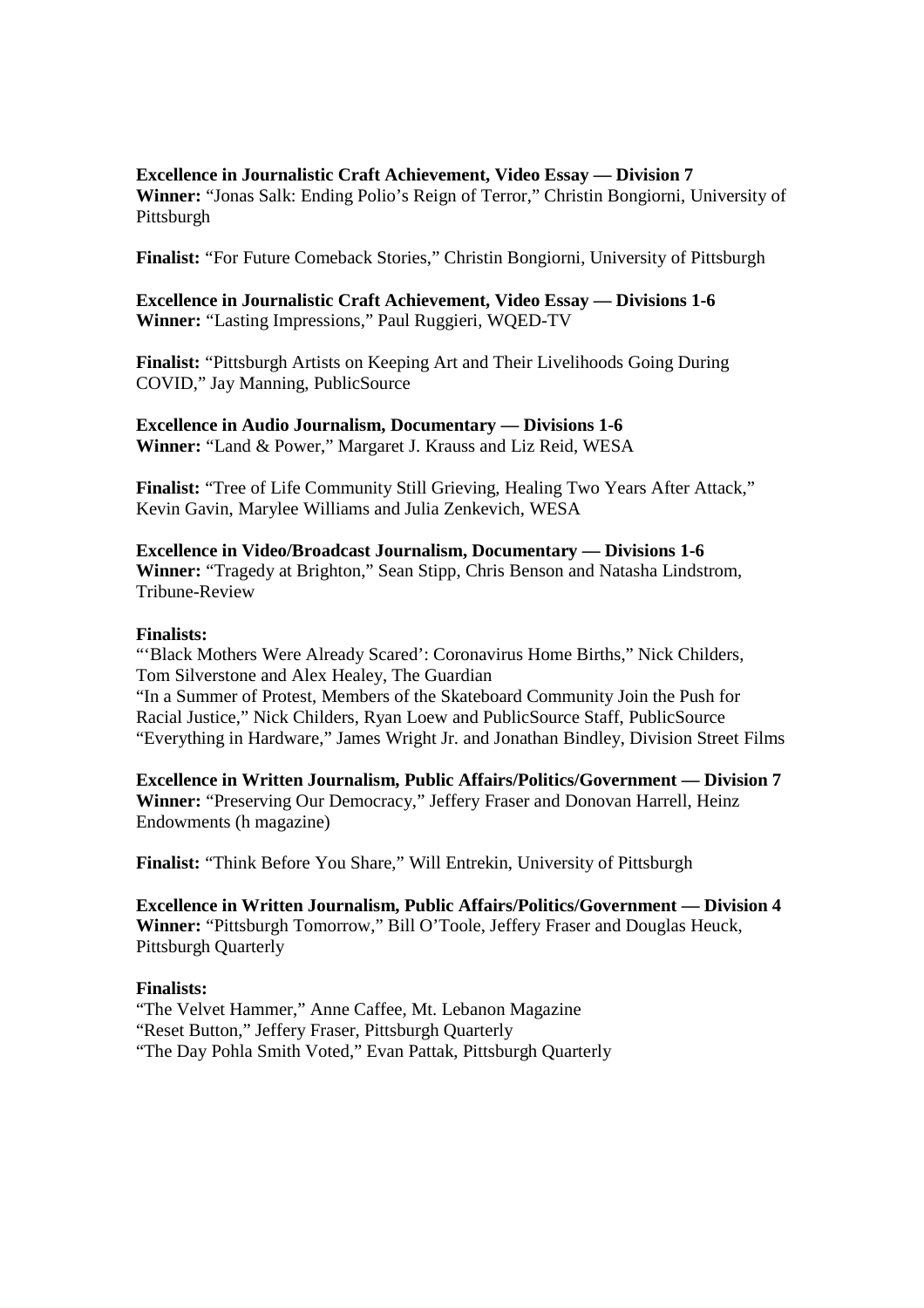**Excellence in Journalistic Craft Achievement, Video Essay — Division 7**
**Winner:** "Jonas Salk: Ending Polio's Reign of Terror," Christin Bongiorni, University of Pittsburgh

**Finalist:** "For Future Comeback Stories," Christin Bongiorni, University of Pittsburgh

**Excellence in Journalistic Craft Achievement, Video Essay — Divisions 1-6**
**Winner:** "Lasting Impressions," Paul Ruggieri, WQED-TV

**Finalist:** "Pittsburgh Artists on Keeping Art and Their Livelihoods Going During COVID," Jay Manning, PublicSource

**Excellence in Audio Journalism, Documentary — Divisions 1-6**
**Winner:** "Land & Power," Margaret J. Krauss and Liz Reid, WESA

**Finalist:** "Tree of Life Community Still Grieving, Healing Two Years After Attack," Kevin Gavin, Marylee Williams and Julia Zenkevich, WESA

**Excellence in Video/Broadcast Journalism, Documentary — Divisions 1-6**
**Winner:** "Tragedy at Brighton," Sean Stipp, Chris Benson and Natasha Lindstrom, Tribune-Review

**Finalists:**
"'Black Mothers Were Already Scared': Coronavirus Home Births," Nick Childers, Tom Silverstone and Alex Healey, The Guardian
"In a Summer of Protest, Members of the Skateboard Community Join the Push for Racial Justice," Nick Childers, Ryan Loew and PublicSource Staff, PublicSource
"Everything in Hardware," James Wright Jr. and Jonathan Bindley, Division Street Films

**Excellence in Written Journalism, Public Affairs/Politics/Government — Division 7**
**Winner:** "Preserving Our Democracy," Jeffery Fraser and Donovan Harrell, Heinz Endowments (h magazine)

**Finalist:** "Think Before You Share," Will Entrekin, University of Pittsburgh

**Excellence in Written Journalism, Public Affairs/Politics/Government — Division 4**
**Winner:** "Pittsburgh Tomorrow," Bill O'Toole, Jeffery Fraser and Douglas Heuck, Pittsburgh Quarterly

**Finalists:**
"The Velvet Hammer," Anne Caffee, Mt. Lebanon Magazine
"Reset Button," Jeffery Fraser, Pittsburgh Quarterly
"The Day Pohla Smith Voted," Evan Pattak, Pittsburgh Quarterly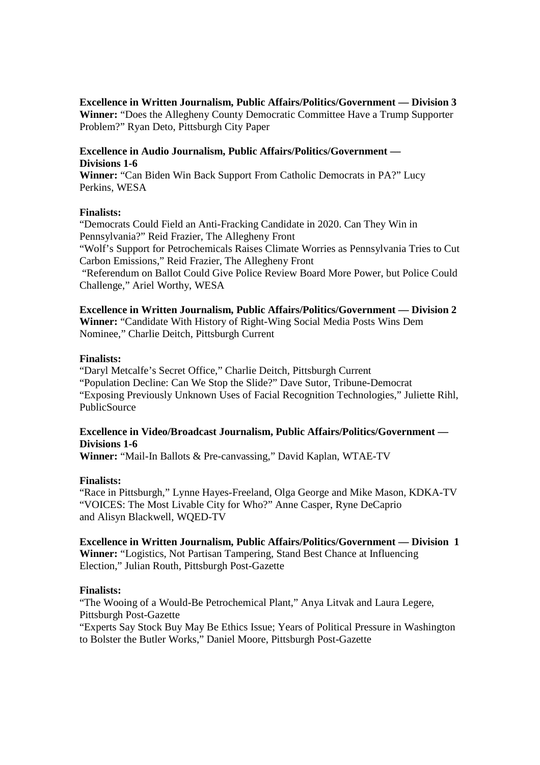**Excellence in Written Journalism, Public Affairs/Politics/Government — Division 3**
**Winner:** "Does the Allegheny County Democratic Committee Have a Trump Supporter Problem?" Ryan Deto, Pittsburgh City Paper

**Excellence in Audio Journalism, Public Affairs/Politics/Government — Divisions 1-6**
**Winner:** "Can Biden Win Back Support From Catholic Democrats in PA?" Lucy Perkins, WESA

**Finalists:**
"Democrats Could Field an Anti-Fracking Candidate in 2020. Can They Win in Pennsylvania?" Reid Frazier, The Allegheny Front
"Wolf's Support for Petrochemicals Raises Climate Worries as Pennsylvania Tries to Cut Carbon Emissions," Reid Frazier, The Allegheny Front
"Referendum on Ballot Could Give Police Review Board More Power, but Police Could Challenge," Ariel Worthy, WESA

**Excellence in Written Journalism, Public Affairs/Politics/Government — Division 2**
**Winner:** "Candidate With History of Right-Wing Social Media Posts Wins Dem Nominee," Charlie Deitch, Pittsburgh Current

**Finalists:**
"Daryl Metcalfe's Secret Office," Charlie Deitch, Pittsburgh Current
"Population Decline: Can We Stop the Slide?" Dave Sutor, Tribune-Democrat
"Exposing Previously Unknown Uses of Facial Recognition Technologies," Juliette Rihl, PublicSource

**Excellence in Video/Broadcast Journalism, Public Affairs/Politics/Government — Divisions 1-6**
**Winner:** "Mail-In Ballots & Pre-canvassing," David Kaplan, WTAE-TV

**Finalists:**
"Race in Pittsburgh," Lynne Hayes-Freeland, Olga George and Mike Mason, KDKA-TV
"VOICES: The Most Livable City for Who?" Anne Casper, Ryne DeCaprio and Alisyn Blackwell, WQED-TV

**Excellence in Written Journalism, Public Affairs/Politics/Government — Division 1**
**Winner:** "Logistics, Not Partisan Tampering, Stand Best Chance at Influencing Election," Julian Routh, Pittsburgh Post-Gazette

**Finalists:**
"The Wooing of a Would-Be Petrochemical Plant," Anya Litvak and Laura Legere, Pittsburgh Post-Gazette
"Experts Say Stock Buy May Be Ethics Issue; Years of Political Pressure in Washington to Bolster the Butler Works," Daniel Moore, Pittsburgh Post-Gazette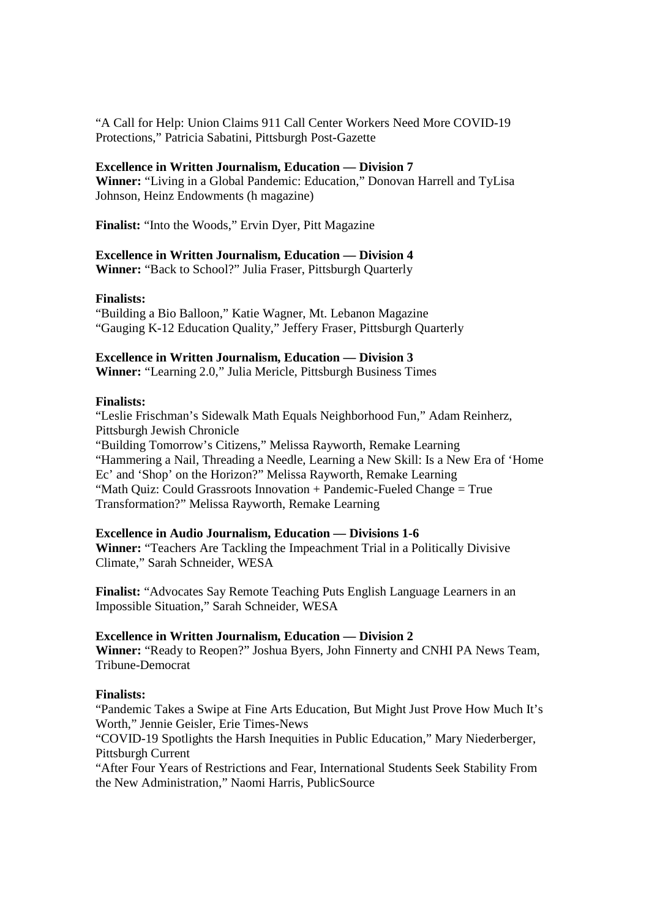"A Call for Help: Union Claims 911 Call Center Workers Need More COVID-19 Protections," Patricia Sabatini, Pittsburgh Post-Gazette

**Excellence in Written Journalism, Education — Division 7**
**Winner:** "Living in a Global Pandemic: Education," Donovan Harrell and TyLisa Johnson, Heinz Endowments (h magazine)

**Finalist:** "Into the Woods," Ervin Dyer, Pitt Magazine

**Excellence in Written Journalism, Education — Division 4**
**Winner:** "Back to School?" Julia Fraser, Pittsburgh Quarterly

**Finalists:**
"Building a Bio Balloon," Katie Wagner, Mt. Lebanon Magazine
"Gauging K-12 Education Quality," Jeffery Fraser, Pittsburgh Quarterly

**Excellence in Written Journalism, Education — Division 3**
**Winner:** "Learning 2.0," Julia Mericle, Pittsburgh Business Times

**Finalists:**
"Leslie Frischman's Sidewalk Math Equals Neighborhood Fun," Adam Reinherz, Pittsburgh Jewish Chronicle
"Building Tomorrow's Citizens," Melissa Rayworth, Remake Learning
"Hammering a Nail, Threading a Needle, Learning a New Skill: Is a New Era of 'Home Ec' and 'Shop' on the Horizon?" Melissa Rayworth, Remake Learning
"Math Quiz: Could Grassroots Innovation + Pandemic-Fueled Change = True Transformation?" Melissa Rayworth, Remake Learning

**Excellence in Audio Journalism, Education — Divisions 1-6**
**Winner:** "Teachers Are Tackling the Impeachment Trial in a Politically Divisive Climate," Sarah Schneider, WESA

**Finalist:** "Advocates Say Remote Teaching Puts English Language Learners in an Impossible Situation," Sarah Schneider, WESA

**Excellence in Written Journalism, Education — Division 2**
**Winner:** "Ready to Reopen?" Joshua Byers, John Finnerty and CNHI PA News Team, Tribune-Democrat

**Finalists:**
"Pandemic Takes a Swipe at Fine Arts Education, But Might Just Prove How Much It's Worth," Jennie Geisler, Erie Times-News
"COVID-19 Spotlights the Harsh Inequities in Public Education," Mary Niederberger, Pittsburgh Current
"After Four Years of Restrictions and Fear, International Students Seek Stability From the New Administration," Naomi Harris, PublicSource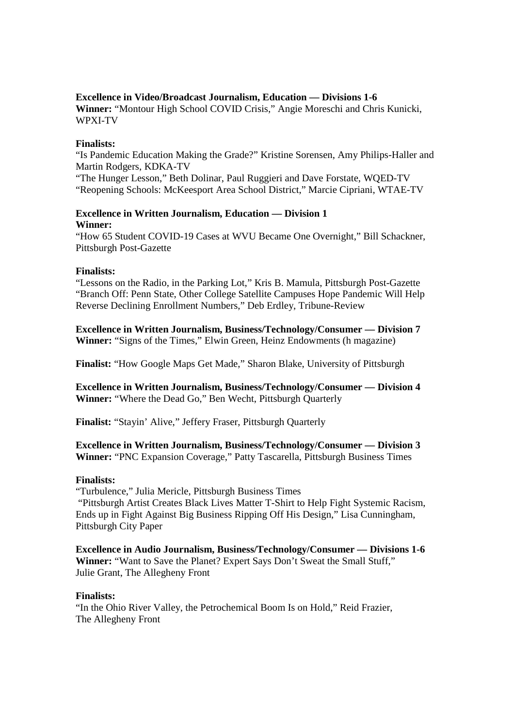**Excellence in Video/Broadcast Journalism, Education — Divisions 1-6**
**Winner:** "Montour High School COVID Crisis," Angie Moreschi and Chris Kunicki, WPXI-TV

**Finalists:**
"Is Pandemic Education Making the Grade?" Kristine Sorensen, Amy Philips-Haller and Martin Rodgers, KDKA-TV
"The Hunger Lesson," Beth Dolinar, Paul Ruggieri and Dave Forstate, WQED-TV
"Reopening Schools: McKeesport Area School District," Marcie Cipriani, WTAE-TV

**Excellence in Written Journalism, Education — Division 1**
**Winner:**
"How 65 Student COVID-19 Cases at WVU Became One Overnight," Bill Schackner, Pittsburgh Post-Gazette

**Finalists:**
"Lessons on the Radio, in the Parking Lot," Kris B. Mamula, Pittsburgh Post-Gazette
"Branch Off: Penn State, Other College Satellite Campuses Hope Pandemic Will Help Reverse Declining Enrollment Numbers," Deb Erdley, Tribune-Review

**Excellence in Written Journalism, Business/Technology/Consumer — Division 7**
**Winner:** "Signs of the Times," Elwin Green, Heinz Endowments (h magazine)

**Finalist:** "How Google Maps Get Made," Sharon Blake, University of Pittsburgh

**Excellence in Written Journalism, Business/Technology/Consumer — Division 4**
**Winner:** "Where the Dead Go," Ben Wecht, Pittsburgh Quarterly

**Finalist:** "Stayin' Alive," Jeffery Fraser, Pittsburgh Quarterly

**Excellence in Written Journalism, Business/Technology/Consumer — Division 3**
**Winner:** "PNC Expansion Coverage," Patty Tascarella, Pittsburgh Business Times

**Finalists:**
"Turbulence," Julia Mericle, Pittsburgh Business Times
"Pittsburgh Artist Creates Black Lives Matter T-Shirt to Help Fight Systemic Racism, Ends up in Fight Against Big Business Ripping Off His Design," Lisa Cunningham, Pittsburgh City Paper

**Excellence in Audio Journalism, Business/Technology/Consumer — Divisions 1-6**
**Winner:** "Want to Save the Planet? Expert Says Don't Sweat the Small Stuff," Julie Grant, The Allegheny Front

**Finalists:**
"In the Ohio River Valley, the Petrochemical Boom Is on Hold," Reid Frazier, The Allegheny Front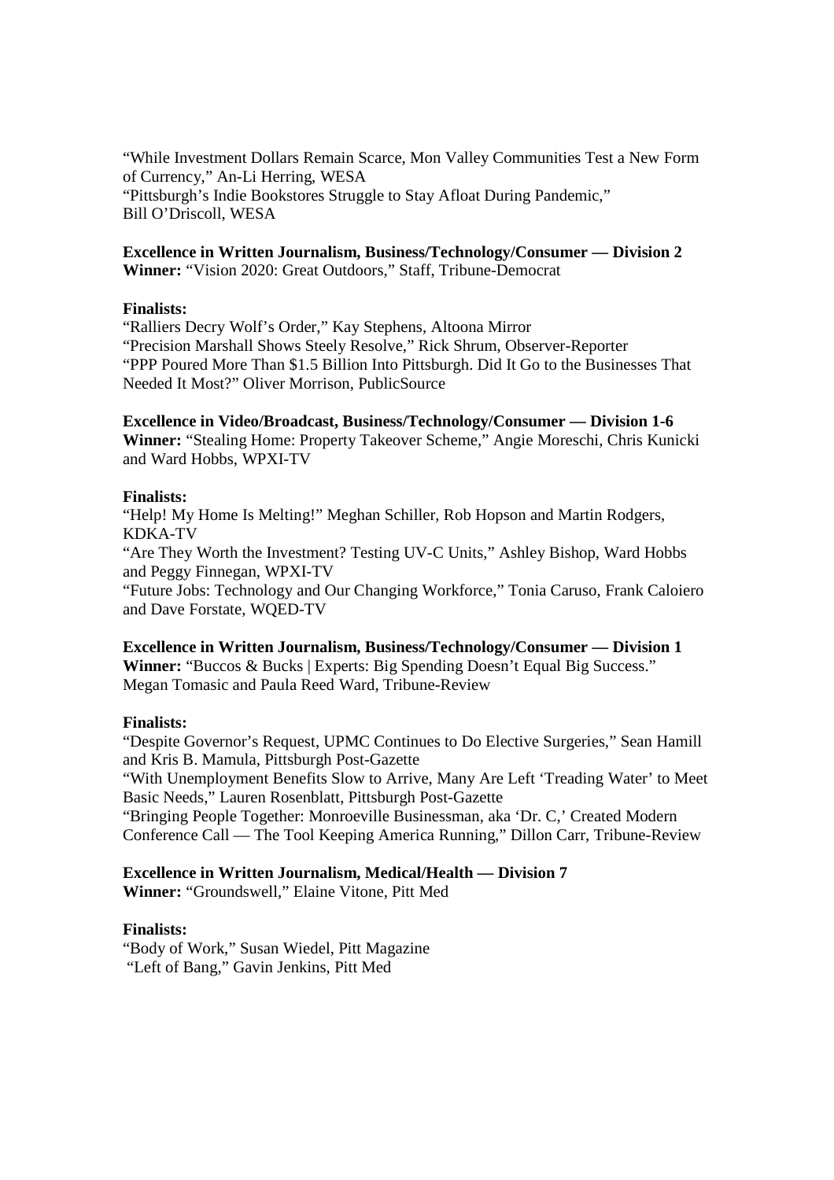"While Investment Dollars Remain Scarce, Mon Valley Communities Test a New Form of Currency," An-Li Herring, WESA
"Pittsburgh's Indie Bookstores Struggle to Stay Afloat During Pandemic," Bill O'Driscoll, WESA

**Excellence in Written Journalism, Business/Technology/Consumer — Division 2**
**Winner:** "Vision 2020: Great Outdoors," Staff, Tribune-Democrat

**Finalists:**
"Ralliers Decry Wolf's Order," Kay Stephens, Altoona Mirror
"Precision Marshall Shows Steely Resolve," Rick Shrum, Observer-Reporter
"PPP Poured More Than $1.5 Billion Into Pittsburgh. Did It Go to the Businesses That Needed It Most?" Oliver Morrison, PublicSource

**Excellence in Video/Broadcast, Business/Technology/Consumer — Division 1-6**
**Winner:** "Stealing Home: Property Takeover Scheme," Angie Moreschi, Chris Kunicki and Ward Hobbs, WPXI-TV

**Finalists:**
"Help! My Home Is Melting!" Meghan Schiller, Rob Hopson and Martin Rodgers, KDKA-TV
"Are They Worth the Investment? Testing UV-C Units," Ashley Bishop, Ward Hobbs and Peggy Finnegan, WPXI-TV
"Future Jobs: Technology and Our Changing Workforce," Tonia Caruso, Frank Caloiero and Dave Forstate, WQED-TV

**Excellence in Written Journalism, Business/Technology/Consumer — Division 1**
**Winner:** "Buccos & Bucks | Experts: Big Spending Doesn't Equal Big Success." Megan Tomasic and Paula Reed Ward, Tribune-Review

**Finalists:**
"Despite Governor's Request, UPMC Continues to Do Elective Surgeries," Sean Hamill and Kris B. Mamula, Pittsburgh Post-Gazette
"With Unemployment Benefits Slow to Arrive, Many Are Left 'Treading Water' to Meet Basic Needs," Lauren Rosenblatt, Pittsburgh Post-Gazette
"Bringing People Together: Monroeville Businessman, aka 'Dr. C,' Created Modern Conference Call — The Tool Keeping America Running," Dillon Carr, Tribune-Review

**Excellence in Written Journalism, Medical/Health — Division 7**
**Winner:** "Groundswell," Elaine Vitone, Pitt Med

**Finalists:**
"Body of Work," Susan Wiedel, Pitt Magazine
"Left of Bang," Gavin Jenkins, Pitt Med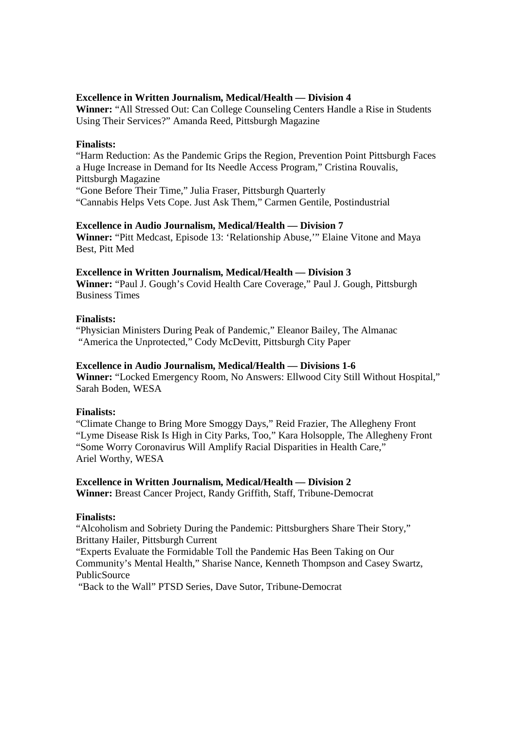**Excellence in Written Journalism, Medical/Health — Division 4**
**Winner:** "All Stressed Out: Can College Counseling Centers Handle a Rise in Students Using Their Services?" Amanda Reed, Pittsburgh Magazine

**Finalists:**
"Harm Reduction: As the Pandemic Grips the Region, Prevention Point Pittsburgh Faces a Huge Increase in Demand for Its Needle Access Program," Cristina Rouvalis, Pittsburgh Magazine
"Gone Before Their Time," Julia Fraser, Pittsburgh Quarterly
"Cannabis Helps Vets Cope. Just Ask Them," Carmen Gentile, Postindustrial

**Excellence in Audio Journalism, Medical/Health — Division 7**
**Winner:** "Pitt Medcast, Episode 13: 'Relationship Abuse,'" Elaine Vitone and Maya Best, Pitt Med

**Excellence in Written Journalism, Medical/Health — Division 3**
**Winner:** "Paul J. Gough's Covid Health Care Coverage," Paul J. Gough, Pittsburgh Business Times

**Finalists:**
"Physician Ministers During Peak of Pandemic," Eleanor Bailey, The Almanac
"America the Unprotected," Cody McDevitt, Pittsburgh City Paper

**Excellence in Audio Journalism, Medical/Health — Divisions 1-6**
**Winner:** "Locked Emergency Room, No Answers: Ellwood City Still Without Hospital," Sarah Boden, WESA

**Finalists:**
"Climate Change to Bring More Smoggy Days," Reid Frazier, The Allegheny Front
"Lyme Disease Risk Is High in City Parks, Too," Kara Holsopple, The Allegheny Front
"Some Worry Coronavirus Will Amplify Racial Disparities in Health Care," Ariel Worthy, WESA

**Excellence in Written Journalism, Medical/Health — Division 2**
**Winner:** Breast Cancer Project, Randy Griffith, Staff, Tribune-Democrat

**Finalists:**
"Alcoholism and Sobriety During the Pandemic: Pittsburghers Share Their Story," Brittany Hailer, Pittsburgh Current
"Experts Evaluate the Formidable Toll the Pandemic Has Been Taking on Our Community's Mental Health," Sharise Nance, Kenneth Thompson and Casey Swartz, PublicSource
"Back to the Wall" PTSD Series, Dave Sutor, Tribune-Democrat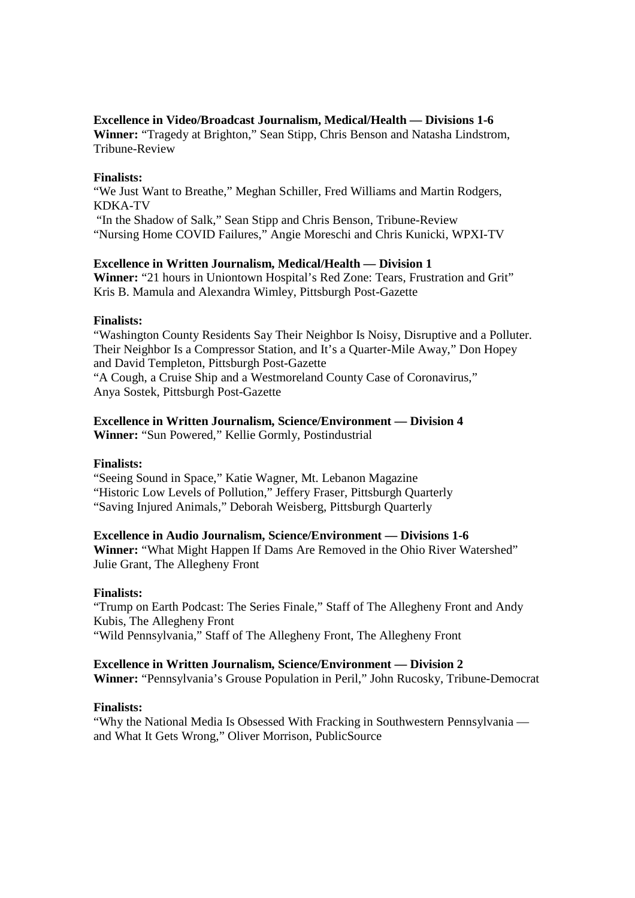**Excellence in Video/Broadcast Journalism, Medical/Health — Divisions 1-6**
**Winner:** "Tragedy at Brighton," Sean Stipp, Chris Benson and Natasha Lindstrom, Tribune-Review

**Finalists:**
"We Just Want to Breathe," Meghan Schiller, Fred Williams and Martin Rodgers, KDKA-TV
"In the Shadow of Salk," Sean Stipp and Chris Benson, Tribune-Review
"Nursing Home COVID Failures," Angie Moreschi and Chris Kunicki, WPXI-TV

**Excellence in Written Journalism, Medical/Health — Division 1**
**Winner:** "21 hours in Uniontown Hospital's Red Zone: Tears, Frustration and Grit" Kris B. Mamula and Alexandra Wimley, Pittsburgh Post-Gazette

**Finalists:**
"Washington County Residents Say Their Neighbor Is Noisy, Disruptive and a Polluter. Their Neighbor Is a Compressor Station, and It's a Quarter-Mile Away," Don Hopey and David Templeton, Pittsburgh Post-Gazette
"A Cough, a Cruise Ship and a Westmoreland County Case of Coronavirus," Anya Sostek, Pittsburgh Post-Gazette

**Excellence in Written Journalism, Science/Environment — Division 4**
**Winner:** "Sun Powered," Kellie Gormly, Postindustrial

**Finalists:**
"Seeing Sound in Space," Katie Wagner, Mt. Lebanon Magazine
"Historic Low Levels of Pollution," Jeffery Fraser, Pittsburgh Quarterly
"Saving Injured Animals," Deborah Weisberg, Pittsburgh Quarterly

**Excellence in Audio Journalism, Science/Environment — Divisions 1-6**
**Winner:** "What Might Happen If Dams Are Removed in the Ohio River Watershed" Julie Grant, The Allegheny Front

**Finalists:**
"Trump on Earth Podcast: The Series Finale," Staff of The Allegheny Front and Andy Kubis, The Allegheny Front
"Wild Pennsylvania," Staff of The Allegheny Front, The Allegheny Front

**Excellence in Written Journalism, Science/Environment — Division 2**
**Winner:** "Pennsylvania's Grouse Population in Peril," John Rucosky, Tribune-Democrat

**Finalists:**
"Why the National Media Is Obsessed With Fracking in Southwestern Pennsylvania — and What It Gets Wrong," Oliver Morrison, PublicSource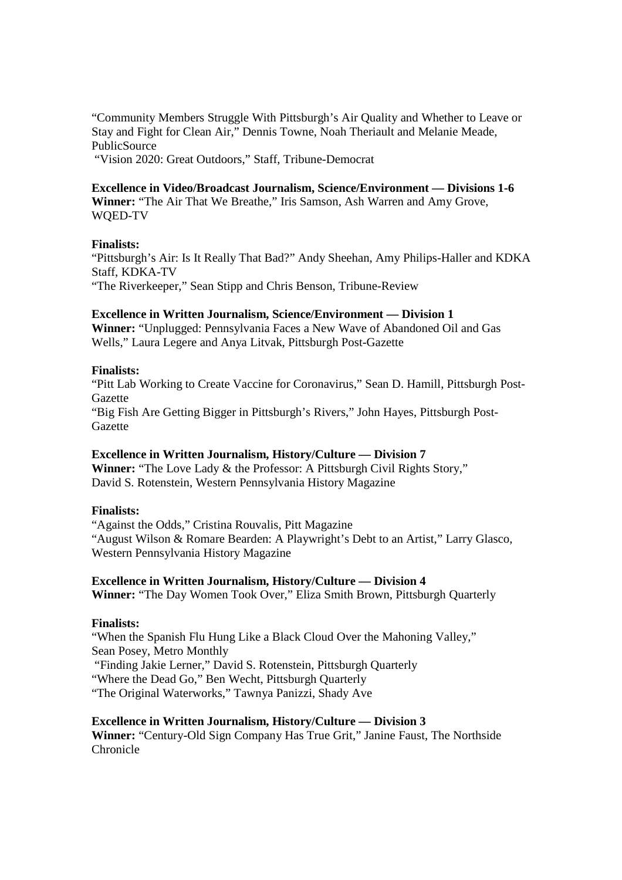"Community Members Struggle With Pittsburgh's Air Quality and Whether to Leave or Stay and Fight for Clean Air," Dennis Towne, Noah Theriault and Melanie Meade, PublicSource
"Vision 2020: Great Outdoors," Staff, Tribune-Democrat

**Excellence in Video/Broadcast Journalism, Science/Environment — Divisions 1-6**
**Winner:** "The Air That We Breathe," Iris Samson, Ash Warren and Amy Grove, WQED-TV

**Finalists:**
"Pittsburgh's Air: Is It Really That Bad?" Andy Sheehan, Amy Philips-Haller and KDKA Staff, KDKA-TV
"The Riverkeeper," Sean Stipp and Chris Benson, Tribune-Review

**Excellence in Written Journalism, Science/Environment — Division 1**
**Winner:** "Unplugged: Pennsylvania Faces a New Wave of Abandoned Oil and Gas Wells," Laura Legere and Anya Litvak, Pittsburgh Post-Gazette

**Finalists:**
"Pitt Lab Working to Create Vaccine for Coronavirus," Sean D. Hamill, Pittsburgh Post-Gazette
"Big Fish Are Getting Bigger in Pittsburgh's Rivers," John Hayes, Pittsburgh Post-Gazette

**Excellence in Written Journalism, History/Culture — Division 7**
**Winner:** "The Love Lady & the Professor: A Pittsburgh Civil Rights Story," David S. Rotenstein, Western Pennsylvania History Magazine

**Finalists:**
"Against the Odds," Cristina Rouvalis, Pitt Magazine
"August Wilson & Romare Bearden: A Playwright's Debt to an Artist," Larry Glasco, Western Pennsylvania History Magazine

**Excellence in Written Journalism, History/Culture — Division 4**
**Winner:** "The Day Women Took Over," Eliza Smith Brown, Pittsburgh Quarterly

**Finalists:**
"When the Spanish Flu Hung Like a Black Cloud Over the Mahoning Valley," Sean Posey, Metro Monthly
"Finding Jakie Lerner," David S. Rotenstein, Pittsburgh Quarterly
"Where the Dead Go," Ben Wecht, Pittsburgh Quarterly
"The Original Waterworks," Tawnya Panizzi, Shady Ave

**Excellence in Written Journalism, History/Culture — Division 3**
**Winner:** "Century-Old Sign Company Has True Grit," Janine Faust, The Northside Chronicle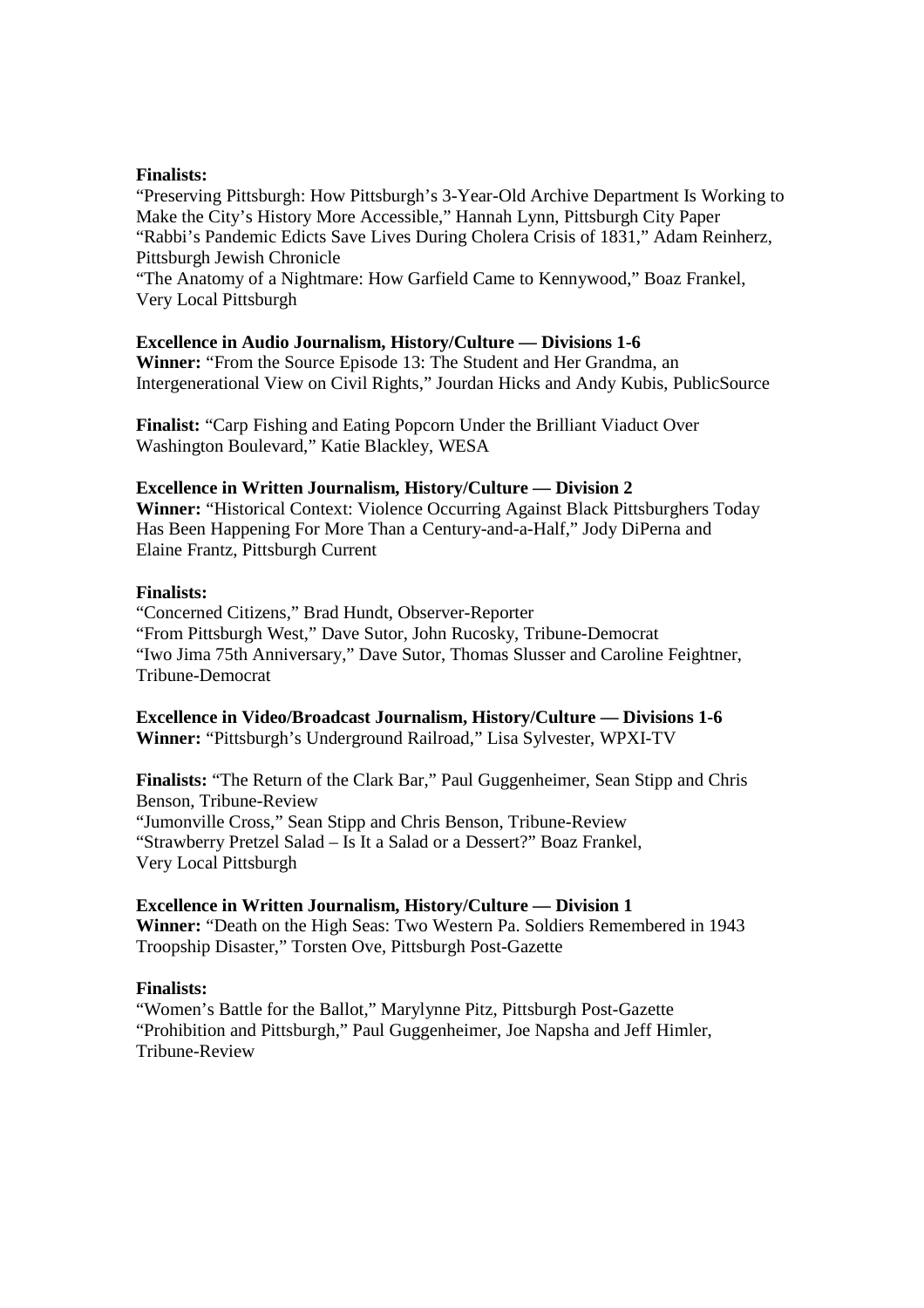**Finalists:**

"Preserving Pittsburgh: How Pittsburgh's 3-Year-Old Archive Department Is Working to Make the City's History More Accessible," Hannah Lynn, Pittsburgh City Paper
"Rabbi's Pandemic Edicts Save Lives During Cholera Crisis of 1831," Adam Reinherz, Pittsburgh Jewish Chronicle
"The Anatomy of a Nightmare: How Garfield Came to Kennywood," Boaz Frankel, Very Local Pittsburgh

**Excellence in Audio Journalism, History/Culture — Divisions 1-6**

**Winner:** "From the Source Episode 13: The Student and Her Grandma, an Intergenerational View on Civil Rights," Jourdan Hicks and Andy Kubis, PublicSource

**Finalist:** "Carp Fishing and Eating Popcorn Under the Brilliant Viaduct Over Washington Boulevard," Katie Blackley, WESA

**Excellence in Written Journalism, History/Culture — Division 2**

**Winner:** "Historical Context: Violence Occurring Against Black Pittsburghers Today Has Been Happening For More Than a Century-and-a-Half," Jody DiPerna and Elaine Frantz, Pittsburgh Current

**Finalists:**

"Concerned Citizens," Brad Hundt, Observer-Reporter
"From Pittsburgh West," Dave Sutor, John Rucosky, Tribune-Democrat
"Iwo Jima 75th Anniversary," Dave Sutor, Thomas Slusser and Caroline Feightner, Tribune-Democrat

**Excellence in Video/Broadcast Journalism, History/Culture — Divisions 1-6**

**Winner:** "Pittsburgh's Underground Railroad," Lisa Sylvester, WPXI-TV

**Finalists:** "The Return of the Clark Bar," Paul Guggenheimer, Sean Stipp and Chris Benson, Tribune-Review
"Jumonville Cross," Sean Stipp and Chris Benson, Tribune-Review
"Strawberry Pretzel Salad – Is It a Salad or a Dessert?" Boaz Frankel, Very Local Pittsburgh

**Excellence in Written Journalism, History/Culture — Division 1**

**Winner:** "Death on the High Seas: Two Western Pa. Soldiers Remembered in 1943 Troopship Disaster," Torsten Ove, Pittsburgh Post-Gazette

**Finalists:**

"Women's Battle for the Ballot," Marylynne Pitz, Pittsburgh Post-Gazette
"Prohibition and Pittsburgh," Paul Guggenheimer, Joe Napsha and Jeff Himler, Tribune-Review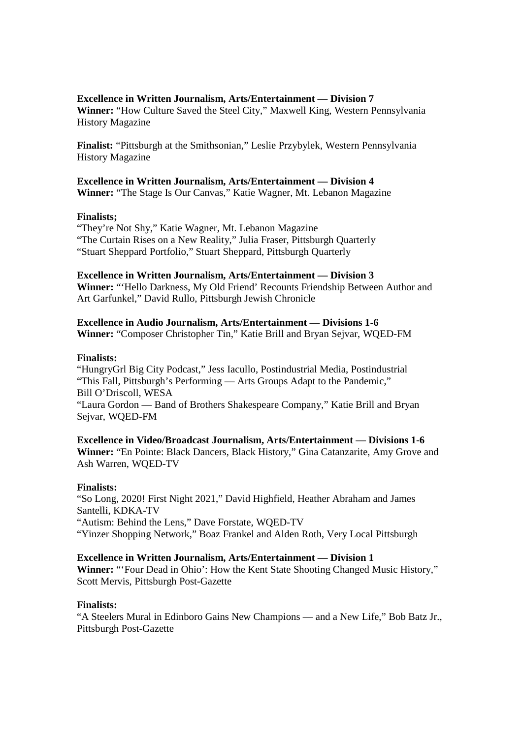**Excellence in Written Journalism, Arts/Entertainment — Division 7**
**Winner:** "How Culture Saved the Steel City," Maxwell King, Western Pennsylvania History Magazine

**Finalist:** "Pittsburgh at the Smithsonian," Leslie Przybylek, Western Pennsylvania History Magazine

**Excellence in Written Journalism, Arts/Entertainment — Division 4**
**Winner:** "The Stage Is Our Canvas," Katie Wagner, Mt. Lebanon Magazine

**Finalists;**
"They're Not Shy," Katie Wagner, Mt. Lebanon Magazine
"The Curtain Rises on a New Reality," Julia Fraser, Pittsburgh Quarterly
"Stuart Sheppard Portfolio," Stuart Sheppard, Pittsburgh Quarterly

**Excellence in Written Journalism, Arts/Entertainment — Division 3**
**Winner:** "'Hello Darkness, My Old Friend' Recounts Friendship Between Author and Art Garfunkel," David Rullo, Pittsburgh Jewish Chronicle

**Excellence in Audio Journalism, Arts/Entertainment — Divisions 1-6**
**Winner:** "Composer Christopher Tin," Katie Brill and Bryan Sejvar, WQED-FM

**Finalists:**
"HungryGrl Big City Podcast," Jess Iacullo, Postindustrial Media, Postindustrial
"This Fall, Pittsburgh's Performing — Arts Groups Adapt to the Pandemic," Bill O'Driscoll, WESA
"Laura Gordon — Band of Brothers Shakespeare Company," Katie Brill and Bryan Sejvar, WQED-FM

**Excellence in Video/Broadcast Journalism, Arts/Entertainment — Divisions 1-6**
**Winner:** "En Pointe: Black Dancers, Black History," Gina Catanzarite, Amy Grove and Ash Warren, WQED-TV

**Finalists:**
"So Long, 2020! First Night 2021," David Highfield, Heather Abraham and James Santelli, KDKA-TV
"Autism: Behind the Lens," Dave Forstate, WQED-TV
"Yinzer Shopping Network," Boaz Frankel and Alden Roth, Very Local Pittsburgh

**Excellence in Written Journalism, Arts/Entertainment — Division 1**
**Winner:** "'Four Dead in Ohio': How the Kent State Shooting Changed Music History," Scott Mervis, Pittsburgh Post-Gazette

**Finalists:**
"A Steelers Mural in Edinboro Gains New Champions — and a New Life," Bob Batz Jr., Pittsburgh Post-Gazette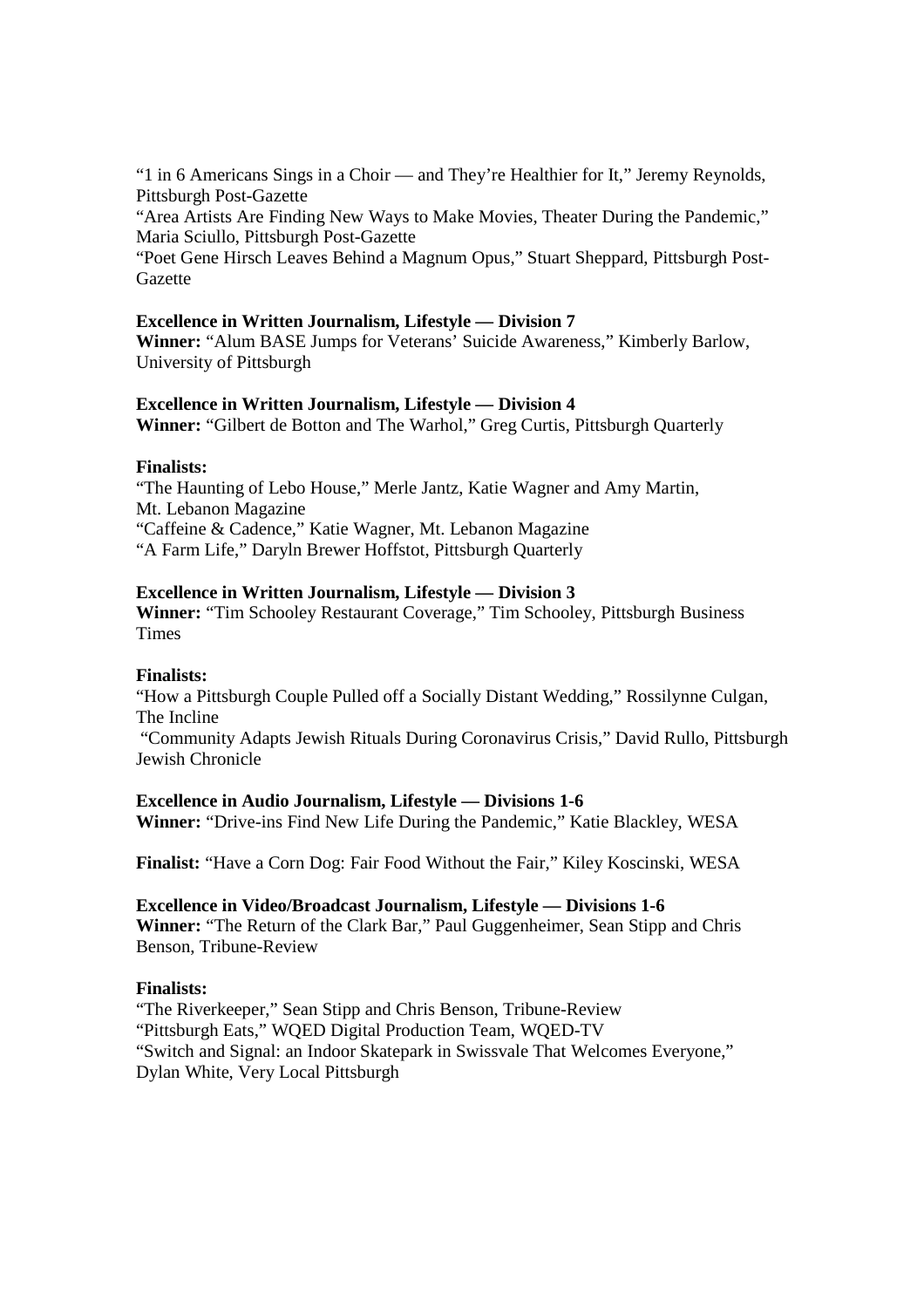"1 in 6 Americans Sings in a Choir — and They're Healthier for It," Jeremy Reynolds, Pittsburgh Post-Gazette
"Area Artists Are Finding New Ways to Make Movies, Theater During the Pandemic," Maria Sciullo, Pittsburgh Post-Gazette
"Poet Gene Hirsch Leaves Behind a Magnum Opus," Stuart Sheppard, Pittsburgh Post-Gazette

**Excellence in Written Journalism, Lifestyle — Division 7**
**Winner:** "Alum BASE Jumps for Veterans' Suicide Awareness," Kimberly Barlow, University of Pittsburgh

**Excellence in Written Journalism, Lifestyle — Division 4**
**Winner:** "Gilbert de Botton and The Warhol," Greg Curtis, Pittsburgh Quarterly

**Finalists:**
"The Haunting of Lebo House," Merle Jantz, Katie Wagner and Amy Martin, Mt. Lebanon Magazine
"Caffeine & Cadence," Katie Wagner, Mt. Lebanon Magazine
"A Farm Life," Daryln Brewer Hoffstot, Pittsburgh Quarterly

**Excellence in Written Journalism, Lifestyle — Division 3**
**Winner:** "Tim Schooley Restaurant Coverage," Tim Schooley, Pittsburgh Business Times

**Finalists:**
"How a Pittsburgh Couple Pulled off a Socially Distant Wedding," Rossilynne Culgan, The Incline
"Community Adapts Jewish Rituals During Coronavirus Crisis," David Rullo, Pittsburgh Jewish Chronicle

**Excellence in Audio Journalism, Lifestyle — Divisions 1-6**
**Winner:** "Drive-ins Find New Life During the Pandemic," Katie Blackley, WESA

**Finalist:** "Have a Corn Dog: Fair Food Without the Fair," Kiley Koscinski, WESA

**Excellence in Video/Broadcast Journalism, Lifestyle — Divisions 1-6**
**Winner:** "The Return of the Clark Bar," Paul Guggenheimer, Sean Stipp and Chris Benson, Tribune-Review

**Finalists:**
"The Riverkeeper," Sean Stipp and Chris Benson, Tribune-Review
"Pittsburgh Eats," WQED Digital Production Team, WQED-TV
"Switch and Signal: an Indoor Skatepark in Swissvale That Welcomes Everyone," Dylan White, Very Local Pittsburgh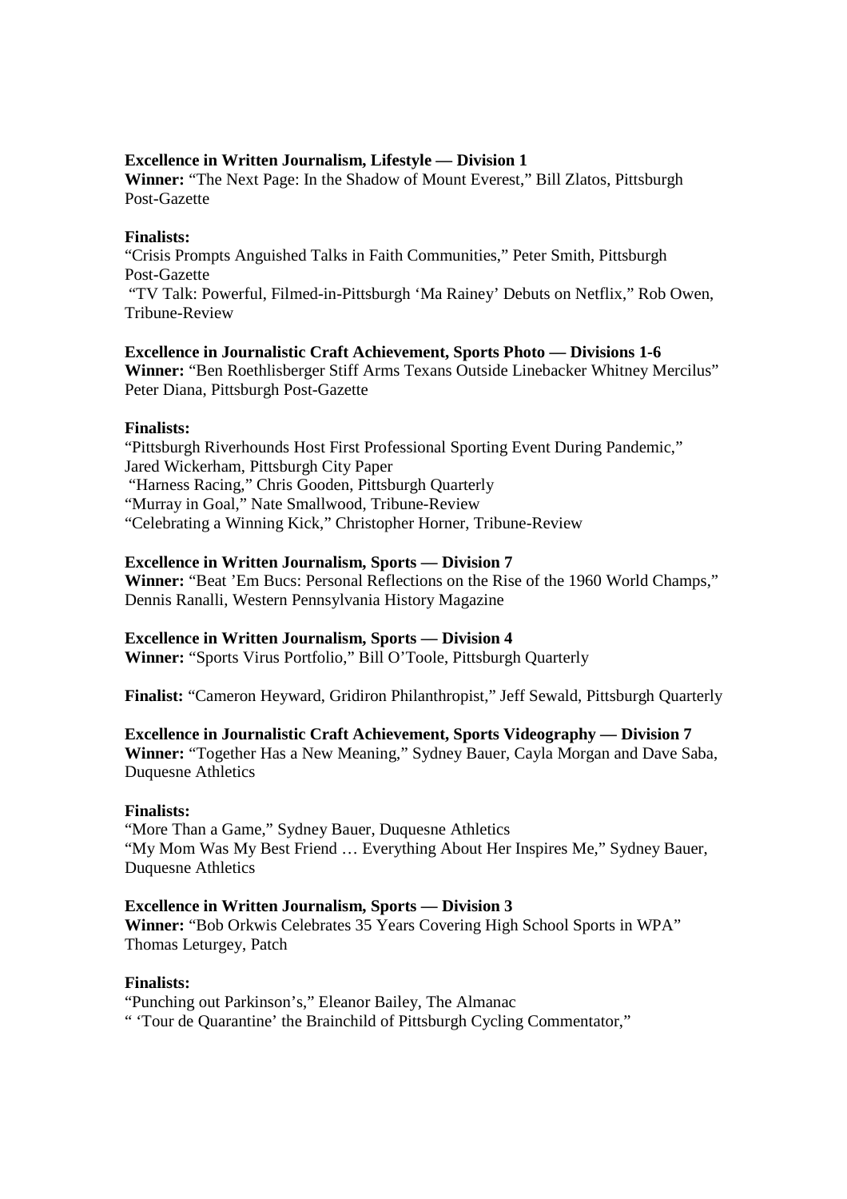**Excellence in Written Journalism, Lifestyle — Division 1**
**Winner:** "The Next Page: In the Shadow of Mount Everest," Bill Zlatos, Pittsburgh Post-Gazette

**Finalists:**
"Crisis Prompts Anguished Talks in Faith Communities," Peter Smith, Pittsburgh Post-Gazette
"TV Talk: Powerful, Filmed-in-Pittsburgh 'Ma Rainey' Debuts on Netflix," Rob Owen, Tribune-Review

**Excellence in Journalistic Craft Achievement, Sports Photo — Divisions 1-6**
**Winner:** "Ben Roethlisberger Stiff Arms Texans Outside Linebacker Whitney Mercilus" Peter Diana, Pittsburgh Post-Gazette

**Finalists:**
"Pittsburgh Riverhounds Host First Professional Sporting Event During Pandemic," Jared Wickerham, Pittsburgh City Paper
"Harness Racing," Chris Gooden, Pittsburgh Quarterly
"Murray in Goal," Nate Smallwood, Tribune-Review
"Celebrating a Winning Kick," Christopher Horner, Tribune-Review

**Excellence in Written Journalism, Sports — Division 7**
**Winner:** "Beat 'Em Bucs: Personal Reflections on the Rise of the 1960 World Champs," Dennis Ranalli, Western Pennsylvania History Magazine

**Excellence in Written Journalism, Sports — Division 4**
**Winner:** "Sports Virus Portfolio," Bill O'Toole, Pittsburgh Quarterly

**Finalist:** "Cameron Heyward, Gridiron Philanthropist," Jeff Sewald, Pittsburgh Quarterly

**Excellence in Journalistic Craft Achievement, Sports Videography — Division 7**
**Winner:** "Together Has a New Meaning," Sydney Bauer, Cayla Morgan and Dave Saba, Duquesne Athletics

**Finalists:**
"More Than a Game," Sydney Bauer, Duquesne Athletics
"My Mom Was My Best Friend … Everything About Her Inspires Me," Sydney Bauer, Duquesne Athletics

**Excellence in Written Journalism, Sports — Division 3**
**Winner:** "Bob Orkwis Celebrates 35 Years Covering High School Sports in WPA" Thomas Leturgey, Patch

**Finalists:**
"Punching out Parkinson's," Eleanor Bailey, The Almanac
" 'Tour de Quarantine' the Brainchild of Pittsburgh Cycling Commentator,"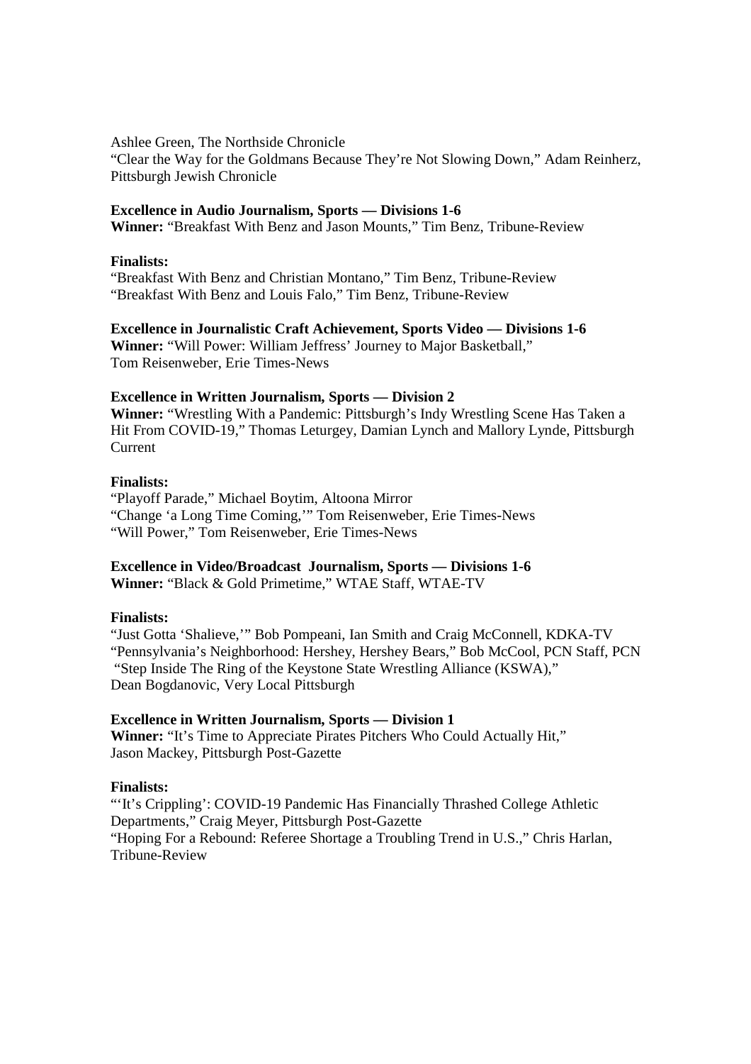Ashlee Green, The Northside Chronicle
"Clear the Way for the Goldmans Because They're Not Slowing Down," Adam Reinherz, Pittsburgh Jewish Chronicle

**Excellence in Audio Journalism, Sports — Divisions 1-6**
**Winner:** "Breakfast With Benz and Jason Mounts," Tim Benz, Tribune-Review

**Finalists:**
"Breakfast With Benz and Christian Montano," Tim Benz, Tribune-Review
"Breakfast With Benz and Louis Falo," Tim Benz, Tribune-Review

**Excellence in Journalistic Craft Achievement, Sports Video — Divisions 1-6**
**Winner:** "Will Power: William Jeffress' Journey to Major Basketball," Tom Reisenweber, Erie Times-News

**Excellence in Written Journalism, Sports — Division 2**
**Winner:** "Wrestling With a Pandemic: Pittsburgh's Indy Wrestling Scene Has Taken a Hit From COVID-19," Thomas Leturgey, Damian Lynch and Mallory Lynde, Pittsburgh Current

**Finalists:**
"Playoff Parade," Michael Boytim, Altoona Mirror
"Change 'a Long Time Coming,'" Tom Reisenweber, Erie Times-News
"Will Power," Tom Reisenweber, Erie Times-News

**Excellence in Video/Broadcast Journalism, Sports — Divisions 1-6**
**Winner:** "Black & Gold Primetime," WTAE Staff, WTAE-TV

**Finalists:**
"Just Gotta 'Shalieve,'" Bob Pompeani, Ian Smith and Craig McConnell, KDKA-TV
"Pennsylvania's Neighborhood: Hershey, Hershey Bears," Bob McCool, PCN Staff, PCN
"Step Inside The Ring of the Keystone State Wrestling Alliance (KSWA)," Dean Bogdanovic, Very Local Pittsburgh

**Excellence in Written Journalism, Sports — Division 1**
**Winner:** "It's Time to Appreciate Pirates Pitchers Who Could Actually Hit," Jason Mackey, Pittsburgh Post-Gazette

**Finalists:**
"'It's Crippling': COVID-19 Pandemic Has Financially Thrashed College Athletic Departments," Craig Meyer, Pittsburgh Post-Gazette
"Hoping For a Rebound: Referee Shortage a Troubling Trend in U.S.," Chris Harlan, Tribune-Review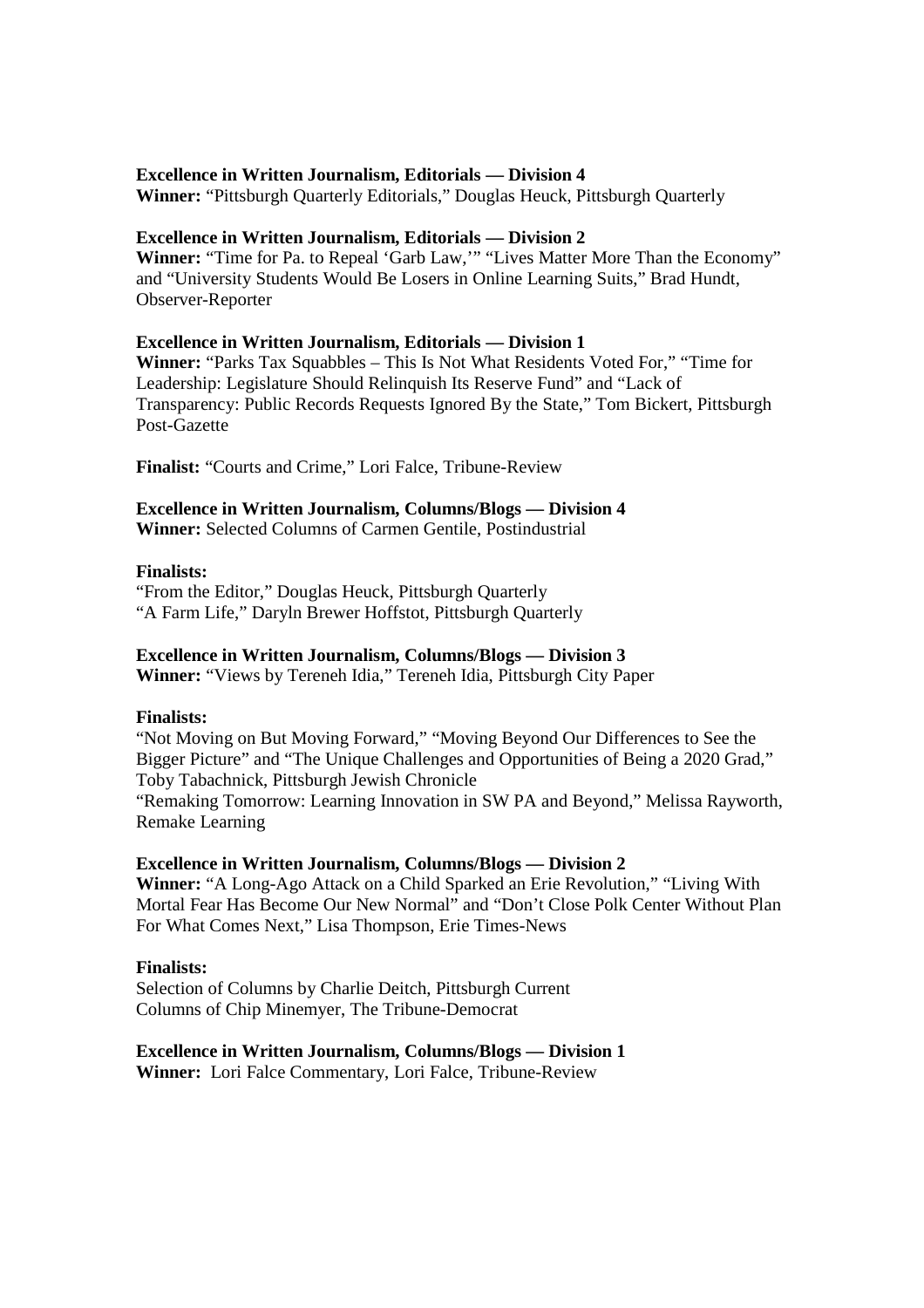**Excellence in Written Journalism, Editorials — Division 4**
**Winner:** "Pittsburgh Quarterly Editorials," Douglas Heuck, Pittsburgh Quarterly

**Excellence in Written Journalism, Editorials — Division 2**
**Winner:** "Time for Pa. to Repeal 'Garb Law,'" "Lives Matter More Than the Economy" and "University Students Would Be Losers in Online Learning Suits," Brad Hundt, Observer-Reporter

**Excellence in Written Journalism, Editorials — Division 1**
**Winner:** "Parks Tax Squabbles – This Is Not What Residents Voted For," "Time for Leadership: Legislature Should Relinquish Its Reserve Fund" and "Lack of Transparency: Public Records Requests Ignored By the State," Tom Bickert, Pittsburgh Post-Gazette

**Finalist:** "Courts and Crime," Lori Falce, Tribune-Review

**Excellence in Written Journalism, Columns/Blogs — Division 4**
**Winner:** Selected Columns of Carmen Gentile, Postindustrial

**Finalists:**
"From the Editor," Douglas Heuck, Pittsburgh Quarterly
"A Farm Life," Daryln Brewer Hoffstot, Pittsburgh Quarterly

**Excellence in Written Journalism, Columns/Blogs — Division 3**
**Winner:** "Views by Tereneh Idia," Tereneh Idia, Pittsburgh City Paper

**Finalists:**
"Not Moving on But Moving Forward," "Moving Beyond Our Differences to See the Bigger Picture" and "The Unique Challenges and Opportunities of Being a 2020 Grad," Toby Tabachnick, Pittsburgh Jewish Chronicle
"Remaking Tomorrow: Learning Innovation in SW PA and Beyond," Melissa Rayworth, Remake Learning

**Excellence in Written Journalism, Columns/Blogs — Division 2**
**Winner:** "A Long-Ago Attack on a Child Sparked an Erie Revolution," "Living With Mortal Fear Has Become Our New Normal" and "Don't Close Polk Center Without Plan For What Comes Next," Lisa Thompson, Erie Times-News

**Finalists:**
Selection of Columns by Charlie Deitch, Pittsburgh Current
Columns of Chip Minemyer, The Tribune-Democrat

**Excellence in Written Journalism, Columns/Blogs — Division 1**
**Winner:** Lori Falce Commentary, Lori Falce, Tribune-Review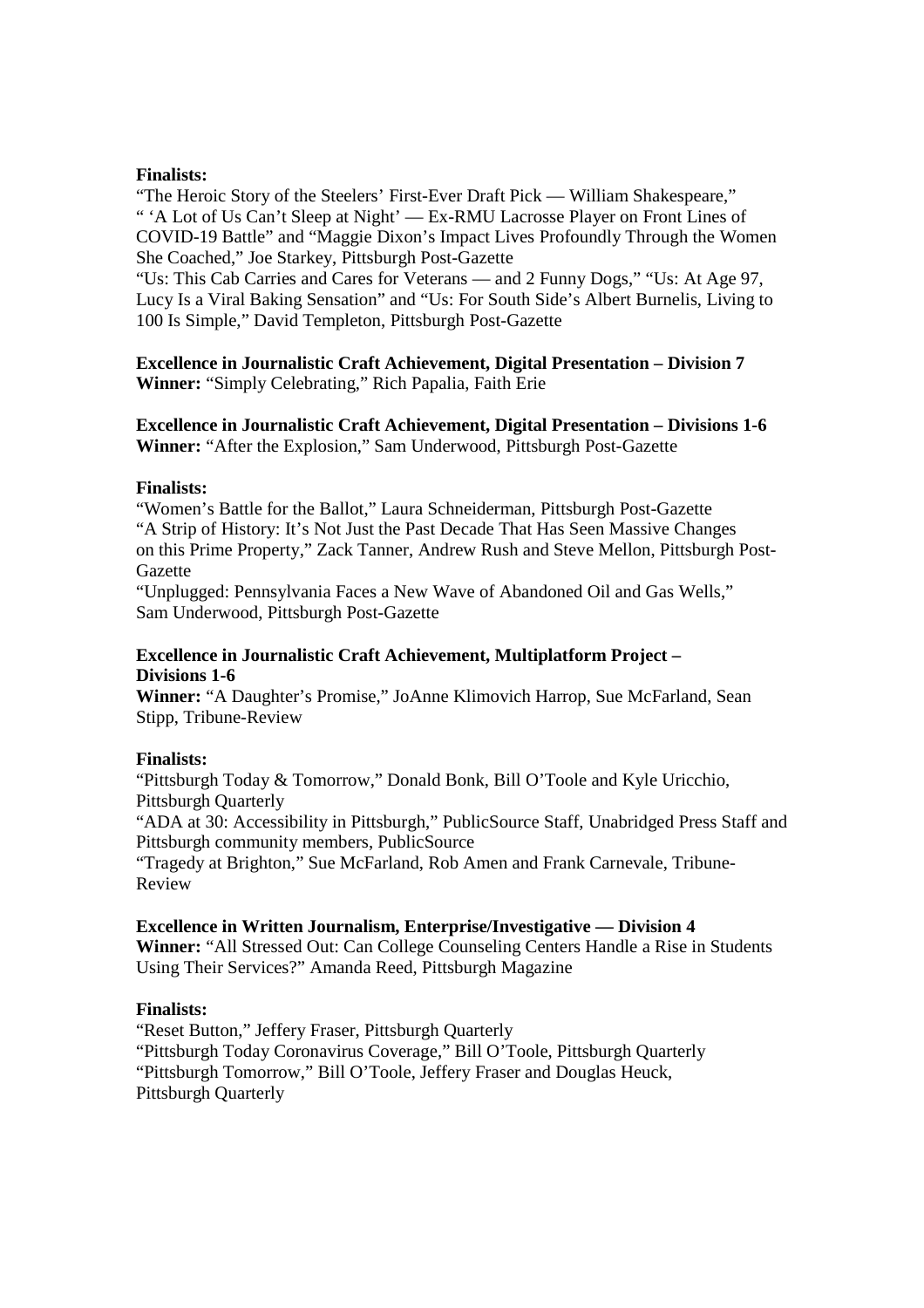**Finalists:**
"The Heroic Story of the Steelers' First-Ever Draft Pick — William Shakespeare," " 'A Lot of Us Can't Sleep at Night' — Ex-RMU Lacrosse Player on Front Lines of COVID-19 Battle" and "Maggie Dixon's Impact Lives Profoundly Through the Women She Coached," Joe Starkey, Pittsburgh Post-Gazette
"Us: This Cab Carries and Cares for Veterans — and 2 Funny Dogs," "Us: At Age 97, Lucy Is a Viral Baking Sensation" and "Us: For South Side's Albert Burnelis, Living to 100 Is Simple," David Templeton, Pittsburgh Post-Gazette

**Excellence in Journalistic Craft Achievement, Digital Presentation – Division 7**
**Winner:** "Simply Celebrating," Rich Papalia, Faith Erie

**Excellence in Journalistic Craft Achievement, Digital Presentation – Divisions 1-6**
**Winner:** "After the Explosion," Sam Underwood, Pittsburgh Post-Gazette

**Finalists:**
"Women's Battle for the Ballot," Laura Schneiderman, Pittsburgh Post-Gazette
"A Strip of History: It's Not Just the Past Decade That Has Seen Massive Changes on this Prime Property," Zack Tanner, Andrew Rush and Steve Mellon, Pittsburgh Post-Gazette
"Unplugged: Pennsylvania Faces a New Wave of Abandoned Oil and Gas Wells," Sam Underwood, Pittsburgh Post-Gazette

**Excellence in Journalistic Craft Achievement, Multiplatform Project – Divisions 1-6**
**Winner:** "A Daughter's Promise," JoAnne Klimovich Harrop, Sue McFarland, Sean Stipp, Tribune-Review

**Finalists:**
"Pittsburgh Today & Tomorrow," Donald Bonk, Bill O'Toole and Kyle Uricchio, Pittsburgh Quarterly
"ADA at 30: Accessibility in Pittsburgh," PublicSource Staff, Unabridged Press Staff and Pittsburgh community members, PublicSource
"Tragedy at Brighton," Sue McFarland, Rob Amen and Frank Carnevale, Tribune-Review

**Excellence in Written Journalism, Enterprise/Investigative — Division 4**
**Winner:** "All Stressed Out: Can College Counseling Centers Handle a Rise in Students Using Their Services?" Amanda Reed, Pittsburgh Magazine

**Finalists:**
"Reset Button," Jeffery Fraser, Pittsburgh Quarterly
"Pittsburgh Today Coronavirus Coverage," Bill O'Toole, Pittsburgh Quarterly
"Pittsburgh Tomorrow," Bill O'Toole, Jeffery Fraser and Douglas Heuck, Pittsburgh Quarterly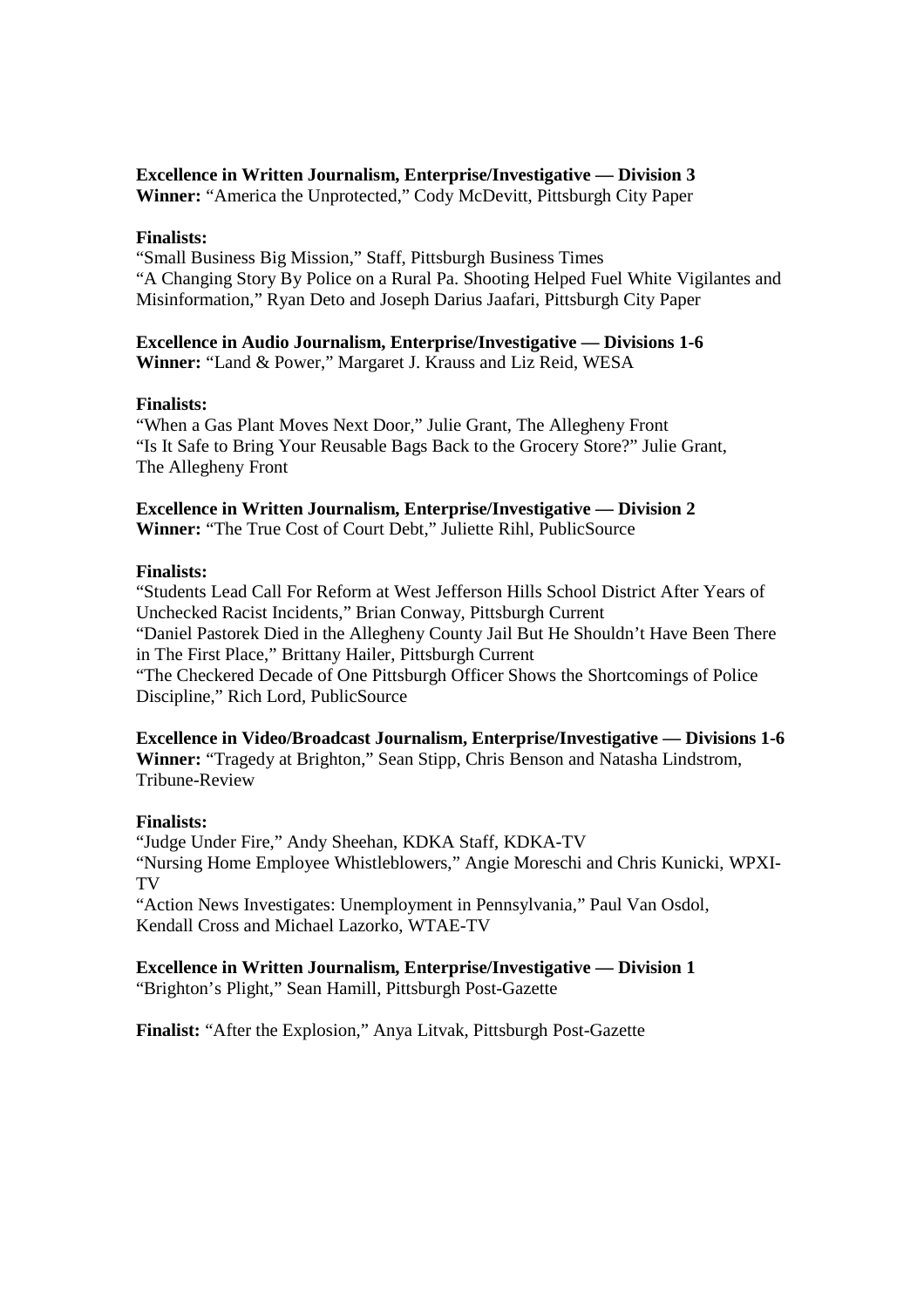**Excellence in Written Journalism, Enterprise/Investigative — Division 3**
**Winner:** "America the Unprotected," Cody McDevitt, Pittsburgh City Paper

**Finalists:**
"Small Business Big Mission," Staff, Pittsburgh Business Times
"A Changing Story By Police on a Rural Pa. Shooting Helped Fuel White Vigilantes and Misinformation," Ryan Deto and Joseph Darius Jaafari, Pittsburgh City Paper

**Excellence in Audio Journalism, Enterprise/Investigative — Divisions 1-6**
**Winner:** "Land & Power," Margaret J. Krauss and Liz Reid, WESA

**Finalists:**
"When a Gas Plant Moves Next Door," Julie Grant, The Allegheny Front
"Is It Safe to Bring Your Reusable Bags Back to the Grocery Store?" Julie Grant, The Allegheny Front

**Excellence in Written Journalism, Enterprise/Investigative — Division 2**
**Winner:** "The True Cost of Court Debt," Juliette Rihl, PublicSource

**Finalists:**
"Students Lead Call For Reform at West Jefferson Hills School District After Years of Unchecked Racist Incidents," Brian Conway, Pittsburgh Current
"Daniel Pastorek Died in the Allegheny County Jail But He Shouldn't Have Been There in The First Place," Brittany Hailer, Pittsburgh Current
"The Checkered Decade of One Pittsburgh Officer Shows the Shortcomings of Police Discipline," Rich Lord, PublicSource

**Excellence in Video/Broadcast Journalism, Enterprise/Investigative — Divisions 1-6**
**Winner:** "Tragedy at Brighton," Sean Stipp, Chris Benson and Natasha Lindstrom, Tribune-Review

**Finalists:**
"Judge Under Fire," Andy Sheehan, KDKA Staff, KDKA-TV
"Nursing Home Employee Whistleblowers," Angie Moreschi and Chris Kunicki, WPXI-TV
"Action News Investigates: Unemployment in Pennsylvania," Paul Van Osdol, Kendall Cross and Michael Lazorko, WTAE-TV

**Excellence in Written Journalism, Enterprise/Investigative — Division 1**
"Brighton's Plight," Sean Hamill, Pittsburgh Post-Gazette

**Finalist:** "After the Explosion," Anya Litvak, Pittsburgh Post-Gazette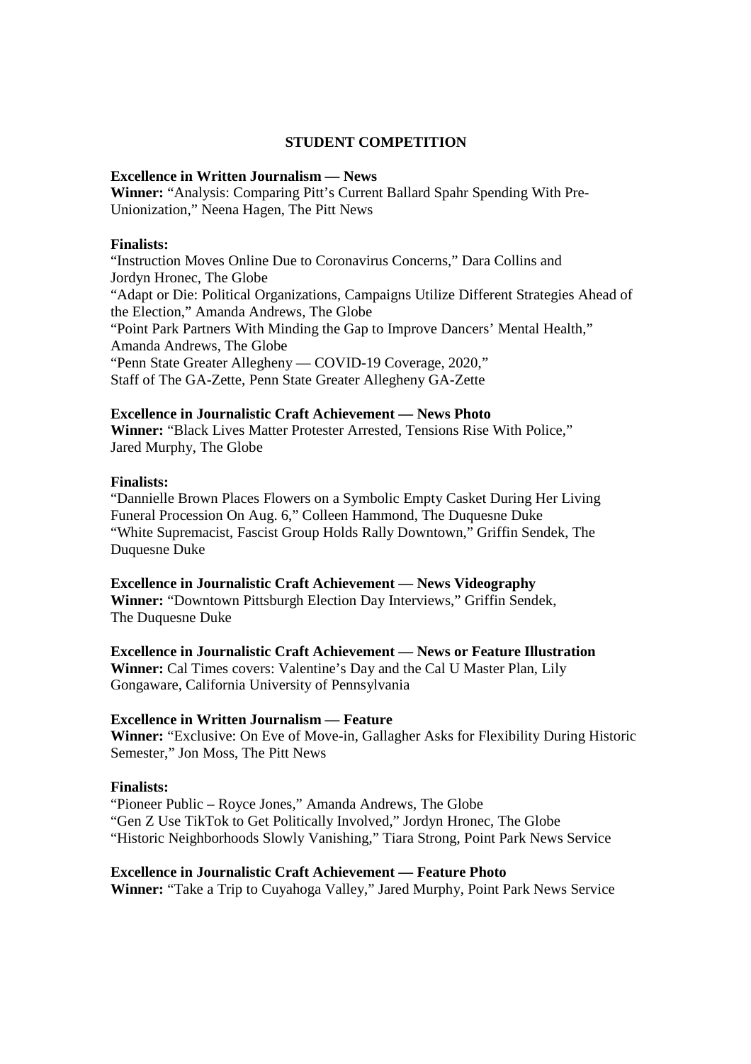## STUDENT COMPETITION

**Excellence in Written Journalism — News**

**Winner:** “Analysis: Comparing Pitt’s Current Ballard Spahr Spending With Pre-Unionization,” Neena Hagen, The Pitt News

**Finalists:**

“Instruction Moves Online Due to Coronavirus Concerns,” Dara Collins and Jordyn Hronec, The Globe
“Adapt or Die: Political Organizations, Campaigns Utilize Different Strategies Ahead of the Election,” Amanda Andrews, The Globe
“Point Park Partners With Minding the Gap to Improve Dancers’ Mental Health,” Amanda Andrews, The Globe
“Penn State Greater Allegheny — COVID-19 Coverage, 2020,” Staff of The GA-Zette, Penn State Greater Allegheny GA-Zette

**Excellence in Journalistic Craft Achievement — News Photo**

**Winner:** “Black Lives Matter Protester Arrested, Tensions Rise With Police,” Jared Murphy, The Globe

**Finalists:**

“Dannielle Brown Places Flowers on a Symbolic Empty Casket During Her Living Funeral Procession On Aug. 6,” Colleen Hammond, The Duquesne Duke
“White Supremacist, Fascist Group Holds Rally Downtown,” Griffin Sendek, The Duquesne Duke

**Excellence in Journalistic Craft Achievement — News Videography**

**Winner:** “Downtown Pittsburgh Election Day Interviews,” Griffin Sendek, The Duquesne Duke

**Excellence in Journalistic Craft Achievement — News or Feature Illustration**

**Winner:** Cal Times covers: Valentine’s Day and the Cal U Master Plan, Lily Gongaware, California University of Pennsylvania

**Excellence in Written Journalism — Feature**

**Winner:** “Exclusive: On Eve of Move-in, Gallagher Asks for Flexibility During Historic Semester,” Jon Moss, The Pitt News

**Finalists:**

“Pioneer Public – Royce Jones,” Amanda Andrews, The Globe
“Gen Z Use TikTok to Get Politically Involved,” Jordyn Hronec, The Globe
“Historic Neighborhoods Slowly Vanishing,” Tiara Strong, Point Park News Service

**Excellence in Journalistic Craft Achievement — Feature Photo**

**Winner:** “Take a Trip to Cuyahoga Valley,” Jared Murphy, Point Park News Service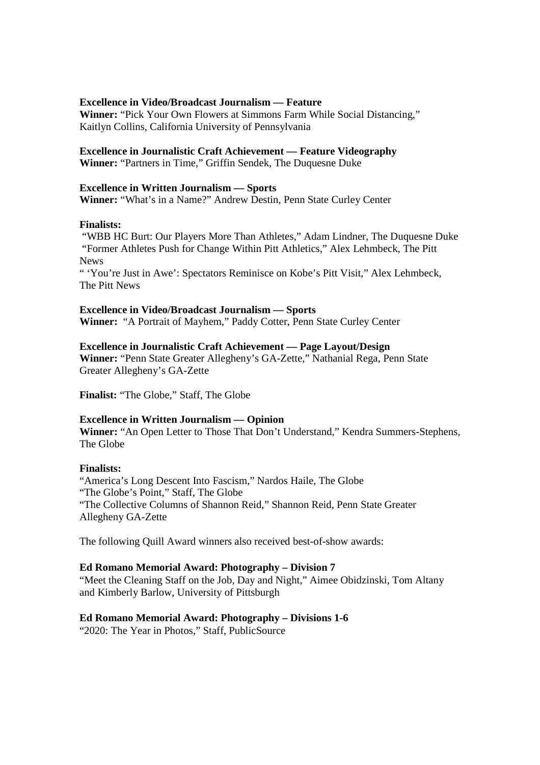**Excellence in Video/Broadcast Journalism — Feature**
**Winner:** "Pick Your Own Flowers at Simmons Farm While Social Distancing," Kaitlyn Collins, California University of Pennsylvania

**Excellence in Journalistic Craft Achievement — Feature Videography**
**Winner:** "Partners in Time," Griffin Sendek, The Duquesne Duke

**Excellence in Written Journalism — Sports**
**Winner:** "What's in a Name?" Andrew Destin, Penn State Curley Center

**Finalists:**
"WBB HC Burt: Our Players More Than Athletes," Adam Lindner, The Duquesne Duke
"Former Athletes Push for Change Within Pitt Athletics," Alex Lehmbeck, The Pitt News
" 'You're Just in Awe': Spectators Reminisce on Kobe's Pitt Visit," Alex Lehmbeck, The Pitt News

**Excellence in Video/Broadcast Journalism — Sports**
**Winner:** "A Portrait of Mayhem," Paddy Cotter, Penn State Curley Center

**Excellence in Journalistic Craft Achievement — Page Layout/Design**
**Winner:** "Penn State Greater Allegheny's GA-Zette," Nathanial Rega, Penn State Greater Allegheny's GA-Zette

**Finalist:** "The Globe," Staff, The Globe

**Excellence in Written Journalism — Opinion**
**Winner:** "An Open Letter to Those That Don't Understand," Kendra Summers-Stephens, The Globe

**Finalists:**
"America's Long Descent Into Fascism," Nardos Haile, The Globe
"The Globe's Point," Staff, The Globe
"The Collective Columns of Shannon Reid," Shannon Reid, Penn State Greater Allegheny GA-Zette

The following Quill Award winners also received best-of-show awards:

**Ed Romano Memorial Award: Photography – Division 7**
"Meet the Cleaning Staff on the Job, Day and Night," Aimee Obidzinski, Tom Altany and Kimberly Barlow, University of Pittsburgh

**Ed Romano Memorial Award: Photography – Divisions 1-6**
"2020: The Year in Photos," Staff, PublicSource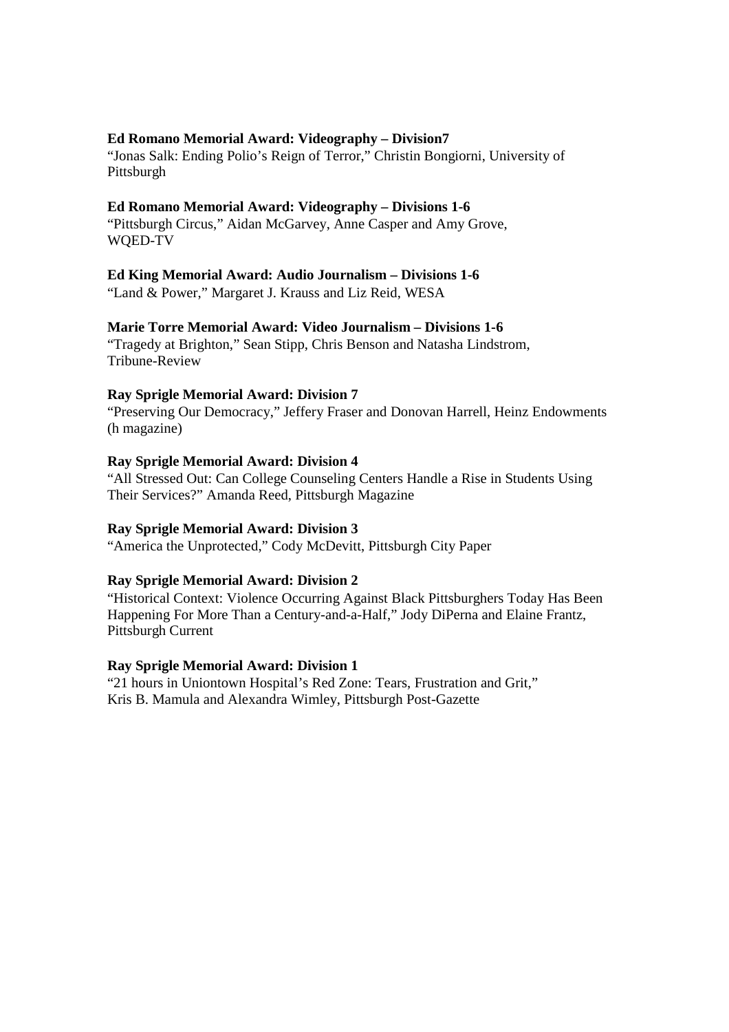**Ed Romano Memorial Award: Videography – Division7**
"Jonas Salk: Ending Polio's Reign of Terror," Christin Bongiorni, University of Pittsburgh

**Ed Romano Memorial Award: Videography – Divisions 1-6**
"Pittsburgh Circus," Aidan McGarvey, Anne Casper and Amy Grove, WQED-TV

**Ed King Memorial Award: Audio Journalism – Divisions 1-6**
"Land & Power," Margaret J. Krauss and Liz Reid, WESA

**Marie Torre Memorial Award: Video Journalism – Divisions 1-6**
"Tragedy at Brighton," Sean Stipp, Chris Benson and Natasha Lindstrom, Tribune-Review

**Ray Sprigle Memorial Award: Division 7**
"Preserving Our Democracy," Jeffery Fraser and Donovan Harrell, Heinz Endowments (h magazine)

**Ray Sprigle Memorial Award: Division 4**
"All Stressed Out: Can College Counseling Centers Handle a Rise in Students Using Their Services?" Amanda Reed, Pittsburgh Magazine

**Ray Sprigle Memorial Award: Division 3**
"America the Unprotected," Cody McDevitt, Pittsburgh City Paper

**Ray Sprigle Memorial Award: Division 2**
"Historical Context: Violence Occurring Against Black Pittsburghers Today Has Been Happening For More Than a Century-and-a-Half," Jody DiPerna and Elaine Frantz, Pittsburgh Current

**Ray Sprigle Memorial Award: Division 1**
"21 hours in Uniontown Hospital's Red Zone: Tears, Frustration and Grit," Kris B. Mamula and Alexandra Wimley, Pittsburgh Post-Gazette